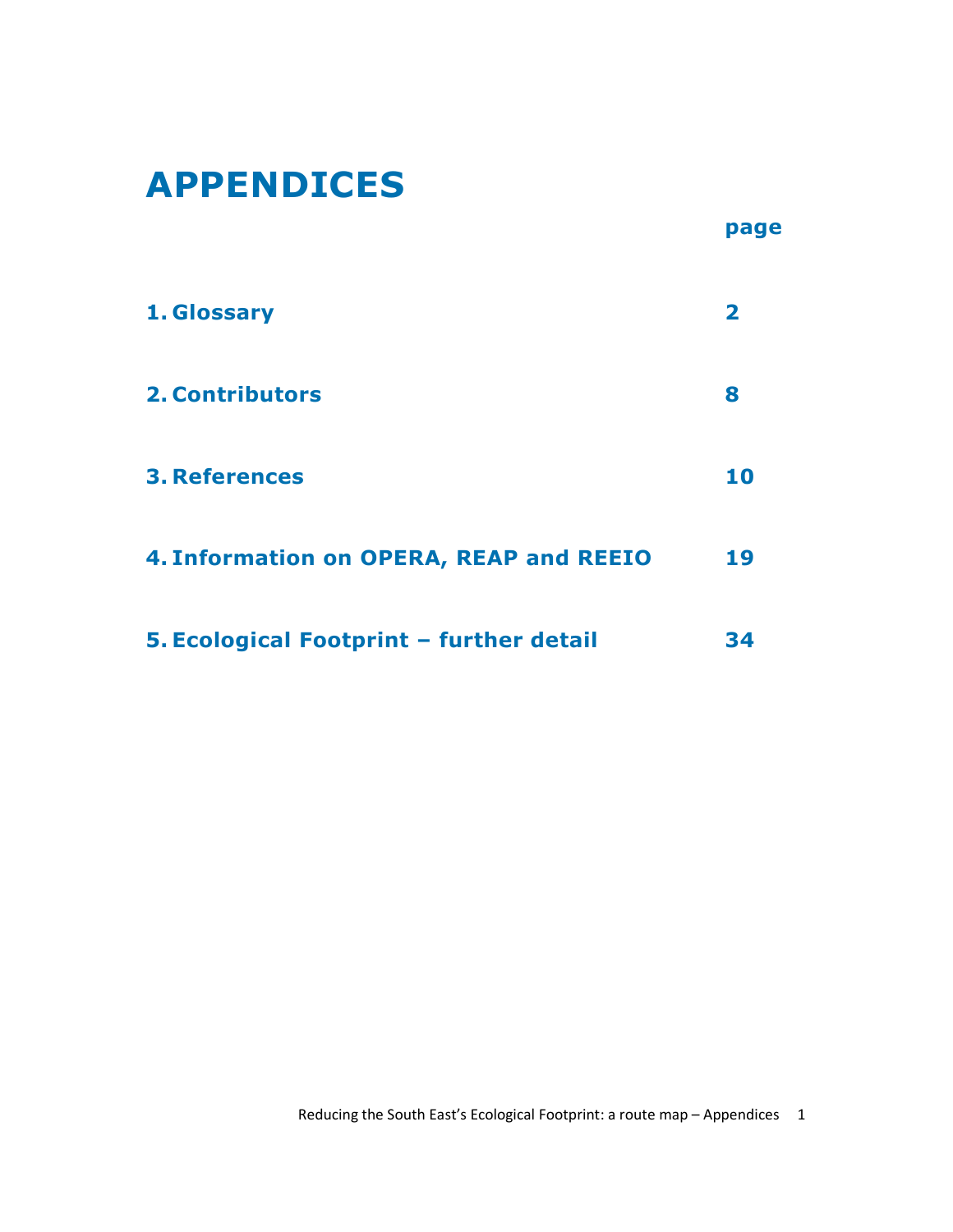# APPENDICES

| | page |
|---|---|
| 1. Glossary | 2 |
| 2. Contributors | 8 |
| 3. References | 10 |
| 4. Information on OPERA, REAP and REEIO | 19 |
| 5. Ecological Footprint – further detail | 34 |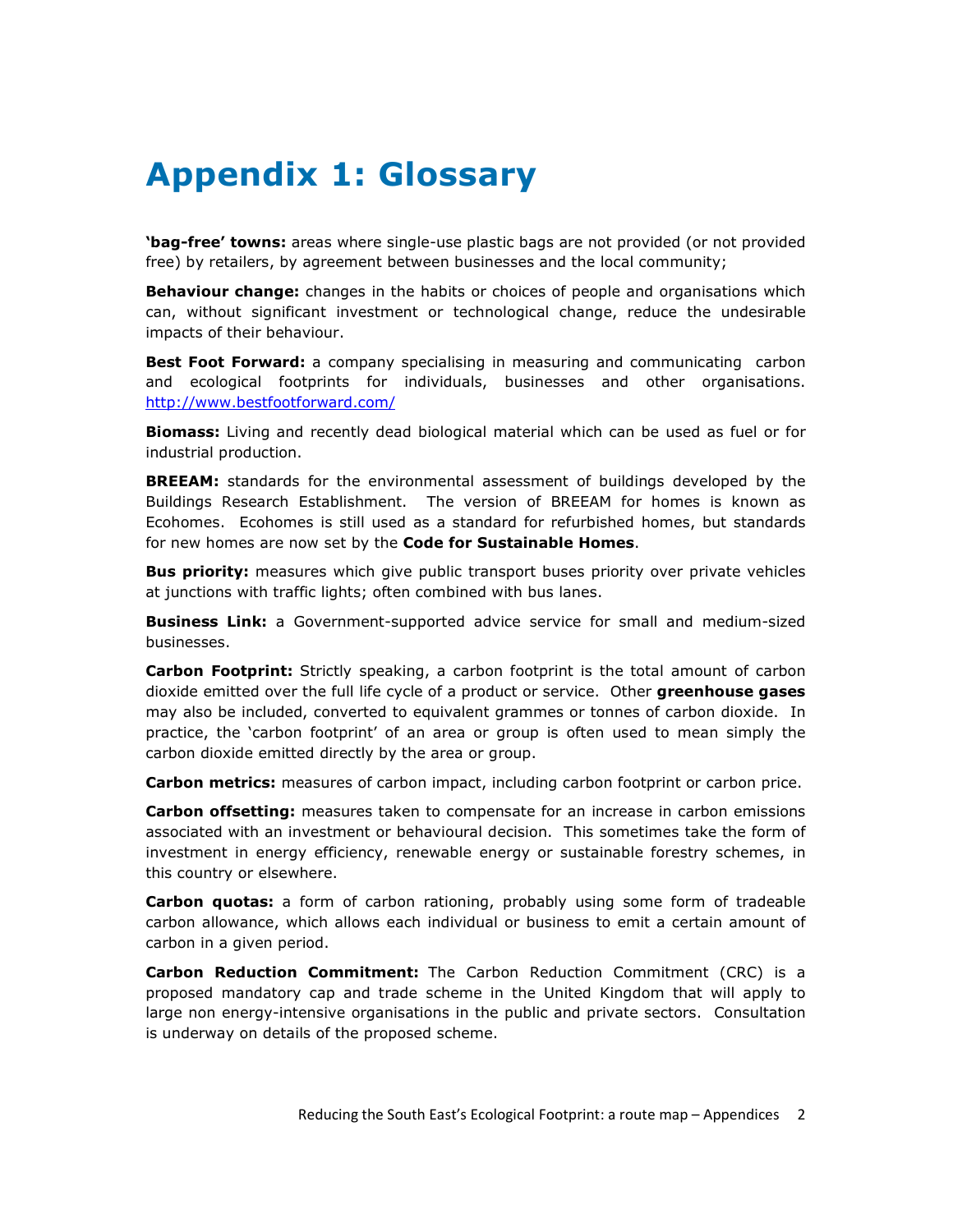# Appendix 1: Glossary

**'bag-free' towns:** areas where single-use plastic bags are not provided (or not provided free) by retailers, by agreement between businesses and the local community;

**Behaviour change:** changes in the habits or choices of people and organisations which can, without significant investment or technological change, reduce the undesirable impacts of their behaviour.

**Best Foot Forward:** a company specialising in measuring and communicating carbon and ecological footprints for individuals, businesses and other organisations. http://www.bestfootforward.com/

**Biomass:** Living and recently dead biological material which can be used as fuel or for industrial production.

**BREEAM:** standards for the environmental assessment of buildings developed by the Buildings Research Establishment. The version of BREEAM for homes is known as Ecohomes. Ecohomes is still used as a standard for refurbished homes, but standards for new homes are now set by the **Code for Sustainable Homes**.

**Bus priority:** measures which give public transport buses priority over private vehicles at junctions with traffic lights; often combined with bus lanes.

**Business Link:** a Government-supported advice service for small and medium-sized businesses.

**Carbon Footprint:** Strictly speaking, a carbon footprint is the total amount of carbon dioxide emitted over the full life cycle of a product or service. Other **greenhouse gases** may also be included, converted to equivalent grammes or tonnes of carbon dioxide. In practice, the 'carbon footprint' of an area or group is often used to mean simply the carbon dioxide emitted directly by the area or group.

**Carbon metrics:** measures of carbon impact, including carbon footprint or carbon price.

**Carbon offsetting:** measures taken to compensate for an increase in carbon emissions associated with an investment or behavioural decision. This sometimes take the form of investment in energy efficiency, renewable energy or sustainable forestry schemes, in this country or elsewhere.

**Carbon quotas:** a form of carbon rationing, probably using some form of tradeable carbon allowance, which allows each individual or business to emit a certain amount of carbon in a given period.

**Carbon Reduction Commitment:** The Carbon Reduction Commitment (CRC) is a proposed mandatory cap and trade scheme in the United Kingdom that will apply to large non energy-intensive organisations in the public and private sectors. Consultation is underway on details of the proposed scheme.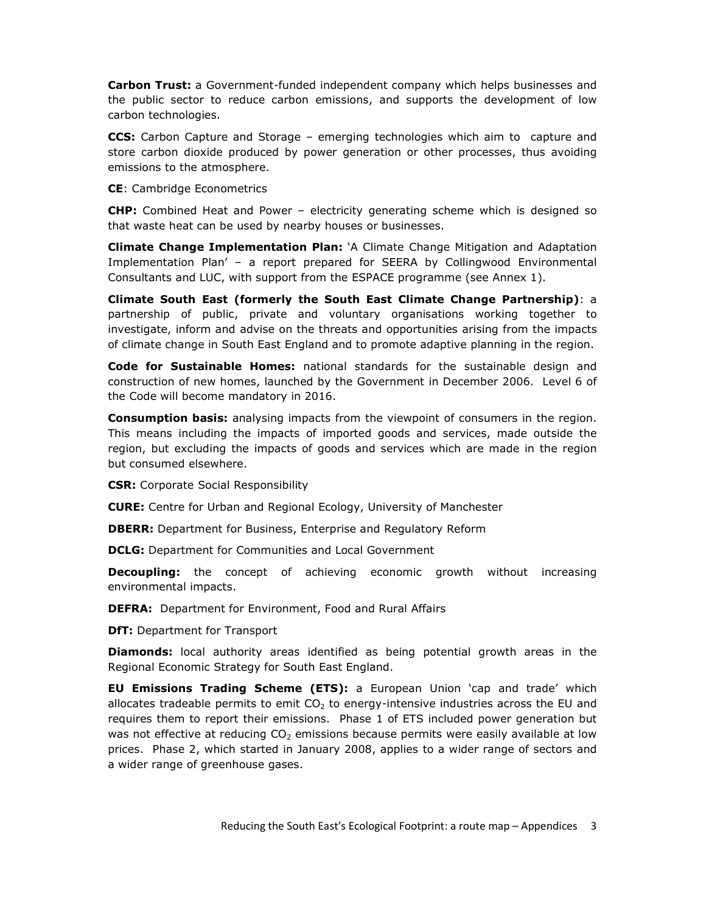**Carbon Trust:** a Government-funded independent company which helps businesses and the public sector to reduce carbon emissions, and supports the development of low carbon technologies.

**CCS:** Carbon Capture and Storage – emerging technologies which aim to capture and store carbon dioxide produced by power generation or other processes, thus avoiding emissions to the atmosphere.

**CE**: Cambridge Econometrics

**CHP:** Combined Heat and Power – electricity generating scheme which is designed so that waste heat can be used by nearby houses or businesses.

**Climate Change Implementation Plan:** 'A Climate Change Mitigation and Adaptation Implementation Plan' – a report prepared for SEERA by Collingwood Environmental Consultants and LUC, with support from the ESPACE programme (see Annex 1).

**Climate South East (formerly the South East Climate Change Partnership)**: a partnership of public, private and voluntary organisations working together to investigate, inform and advise on the threats and opportunities arising from the impacts of climate change in South East England and to promote adaptive planning in the region.

**Code for Sustainable Homes:** national standards for the sustainable design and construction of new homes, launched by the Government in December 2006. Level 6 of the Code will become mandatory in 2016.

**Consumption basis:** analysing impacts from the viewpoint of consumers in the region. This means including the impacts of imported goods and services, made outside the region, but excluding the impacts of goods and services which are made in the region but consumed elsewhere.

**CSR:** Corporate Social Responsibility

**CURE:** Centre for Urban and Regional Ecology, University of Manchester

**DBERR:** Department for Business, Enterprise and Regulatory Reform

**DCLG:** Department for Communities and Local Government

**Decoupling:** the concept of achieving economic growth without increasing environmental impacts.

**DEFRA:** Department for Environment, Food and Rural Affairs

**DfT:** Department for Transport

**Diamonds:** local authority areas identified as being potential growth areas in the Regional Economic Strategy for South East England.

**EU Emissions Trading Scheme (ETS):** a European Union 'cap and trade' which allocates tradeable permits to emit $CO_2$ to energy-intensive industries across the EU and requires them to report their emissions. Phase 1 of ETS included power generation but was not effective at reducing $CO_2$ emissions because permits were easily available at low prices. Phase 2, which started in January 2008, applies to a wider range of sectors and a wider range of greenhouse gases.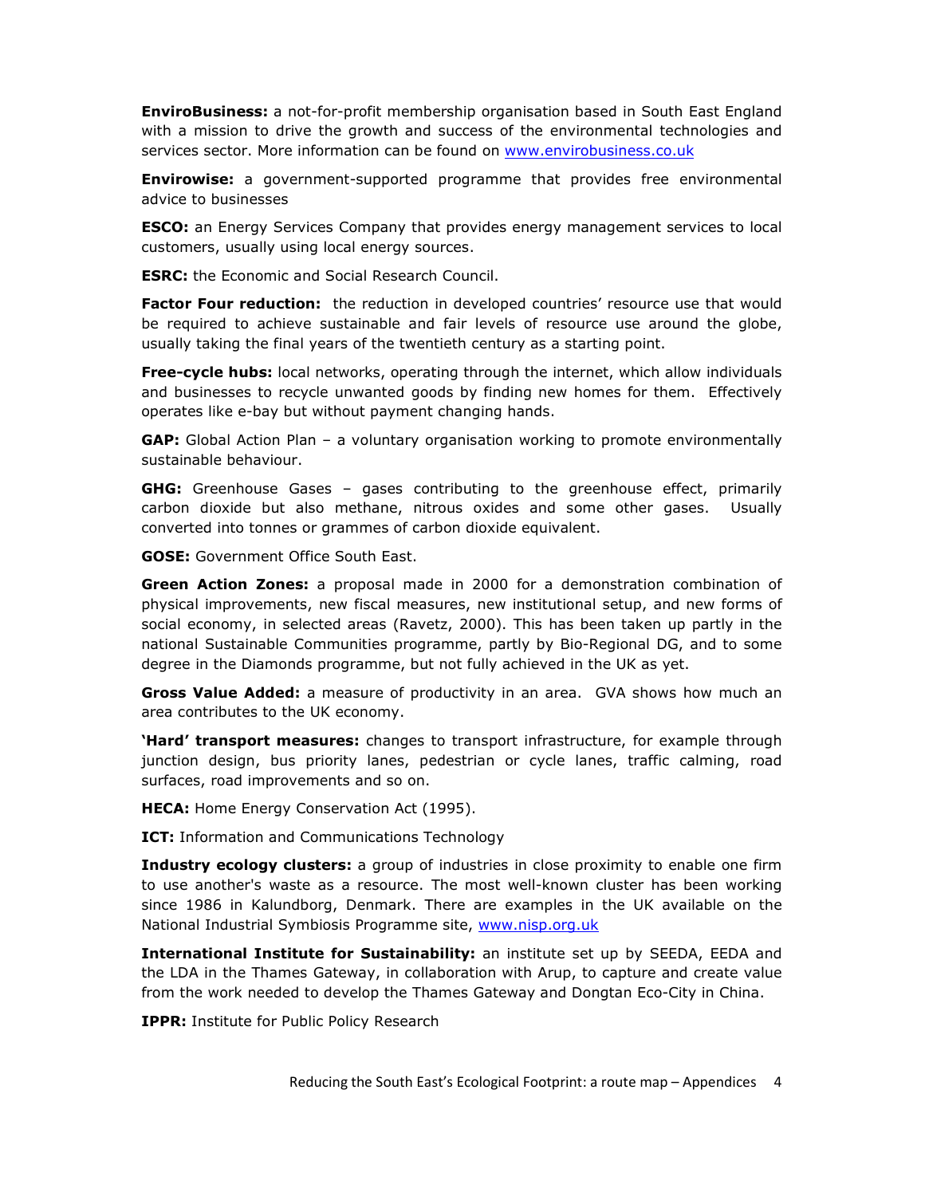**EnviroBusiness:** a not-for-profit membership organisation based in South East England with a mission to drive the growth and success of the environmental technologies and services sector. More information can be found on www.envirobusiness.co.uk

**Envirowise:** a government-supported programme that provides free environmental advice to businesses

**ESCO:** an Energy Services Company that provides energy management services to local customers, usually using local energy sources.

**ESRC:** the Economic and Social Research Council.

**Factor Four reduction:** the reduction in developed countries' resource use that would be required to achieve sustainable and fair levels of resource use around the globe, usually taking the final years of the twentieth century as a starting point.

**Free-cycle hubs:** local networks, operating through the internet, which allow individuals and businesses to recycle unwanted goods by finding new homes for them. Effectively operates like e-bay but without payment changing hands.

**GAP:** Global Action Plan – a voluntary organisation working to promote environmentally sustainable behaviour.

**GHG:** Greenhouse Gases – gases contributing to the greenhouse effect, primarily carbon dioxide but also methane, nitrous oxides and some other gases. Usually converted into tonnes or grammes of carbon dioxide equivalent.

**GOSE:** Government Office South East.

**Green Action Zones:** a proposal made in 2000 for a demonstration combination of physical improvements, new fiscal measures, new institutional setup, and new forms of social economy, in selected areas (Ravetz, 2000). This has been taken up partly in the national Sustainable Communities programme, partly by Bio-Regional DG, and to some degree in the Diamonds programme, but not fully achieved in the UK as yet.

**Gross Value Added:** a measure of productivity in an area. GVA shows how much an area contributes to the UK economy.

**'Hard' transport measures:** changes to transport infrastructure, for example through junction design, bus priority lanes, pedestrian or cycle lanes, traffic calming, road surfaces, road improvements and so on.

**HECA:** Home Energy Conservation Act (1995).

**ICT:** Information and Communications Technology

**Industry ecology clusters:** a group of industries in close proximity to enable one firm to use another's waste as a resource. The most well-known cluster has been working since 1986 in Kalundborg, Denmark. There are examples in the UK available on the National Industrial Symbiosis Programme site, www.nisp.org.uk

**International Institute for Sustainability:** an institute set up by SEEDA, EEDA and the LDA in the Thames Gateway, in collaboration with Arup, to capture and create value from the work needed to develop the Thames Gateway and Dongtan Eco-City in China.

**IPPR:** Institute for Public Policy Research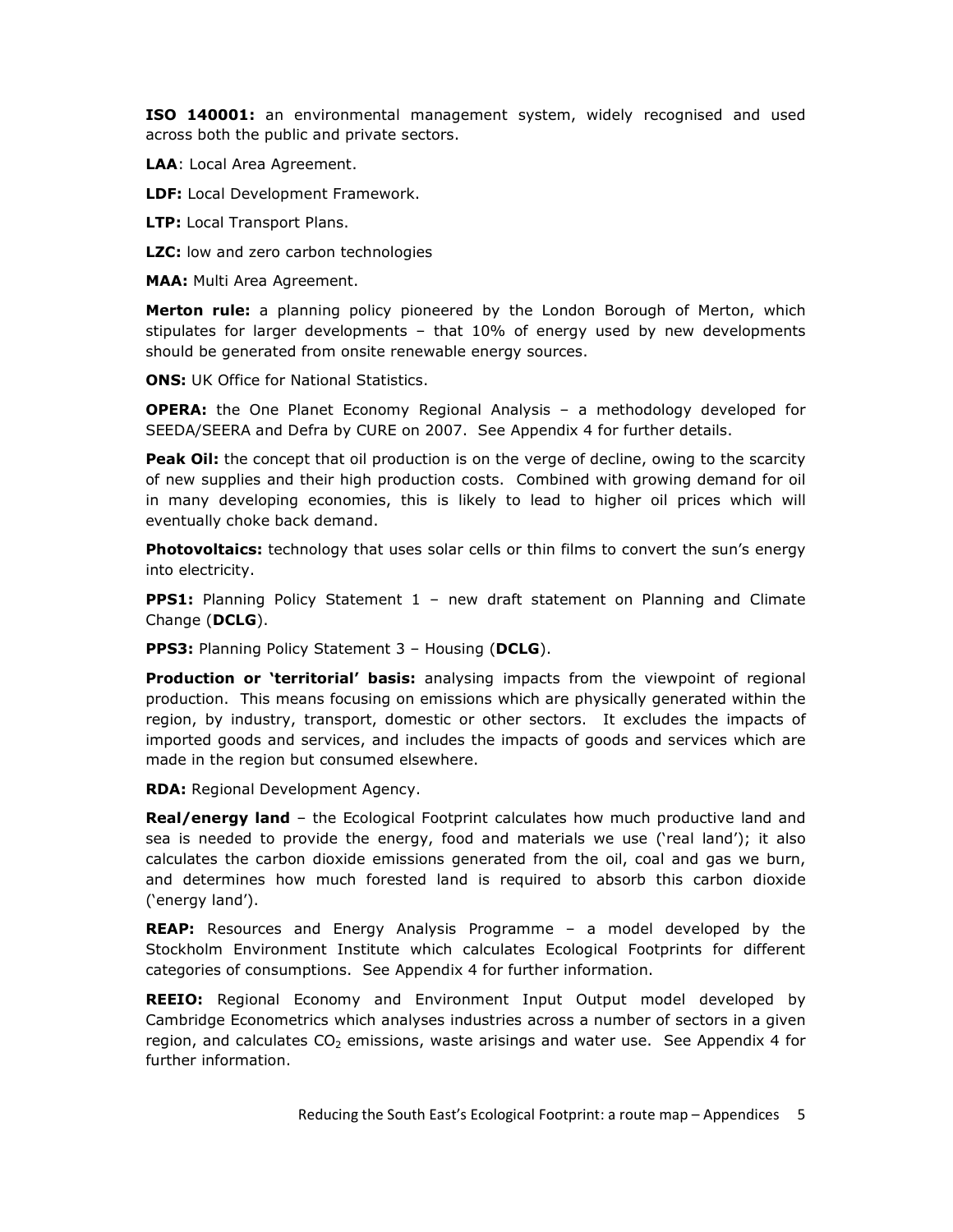**ISO 140001:** an environmental management system, widely recognised and used across both the public and private sectors.

**LAA**: Local Area Agreement.

**LDF:** Local Development Framework.

**LTP:** Local Transport Plans.

**LZC:** low and zero carbon technologies

**MAA:** Multi Area Agreement.

**Merton rule:** a planning policy pioneered by the London Borough of Merton, which stipulates for larger developments – that 10% of energy used by new developments should be generated from onsite renewable energy sources.

**ONS:** UK Office for National Statistics.

**OPERA:** the One Planet Economy Regional Analysis – a methodology developed for SEEDA/SEERA and Defra by CURE on 2007. See Appendix 4 for further details.

**Peak Oil:** the concept that oil production is on the verge of decline, owing to the scarcity of new supplies and their high production costs. Combined with growing demand for oil in many developing economies, this is likely to lead to higher oil prices which will eventually choke back demand.

**Photovoltaics:** technology that uses solar cells or thin films to convert the sun's energy into electricity.

**PPS1:** Planning Policy Statement 1 – new draft statement on Planning and Climate Change (**DCLG**).

**PPS3:** Planning Policy Statement 3 – Housing (**DCLG**).

**Production or 'territorial' basis:** analysing impacts from the viewpoint of regional production. This means focusing on emissions which are physically generated within the region, by industry, transport, domestic or other sectors. It excludes the impacts of imported goods and services, and includes the impacts of goods and services which are made in the region but consumed elsewhere.

**RDA:** Regional Development Agency.

**Real/energy land** – the Ecological Footprint calculates how much productive land and sea is needed to provide the energy, food and materials we use ('real land'); it also calculates the carbon dioxide emissions generated from the oil, coal and gas we burn, and determines how much forested land is required to absorb this carbon dioxide ('energy land').

**REAP:** Resources and Energy Analysis Programme – a model developed by the Stockholm Environment Institute which calculates Ecological Footprints for different categories of consumptions. See Appendix 4 for further information.

**REEIO:** Regional Economy and Environment Input Output model developed by Cambridge Econometrics which analyses industries across a number of sectors in a given region, and calculates $CO_2$ emissions, waste arisings and water use. See Appendix 4 for further information.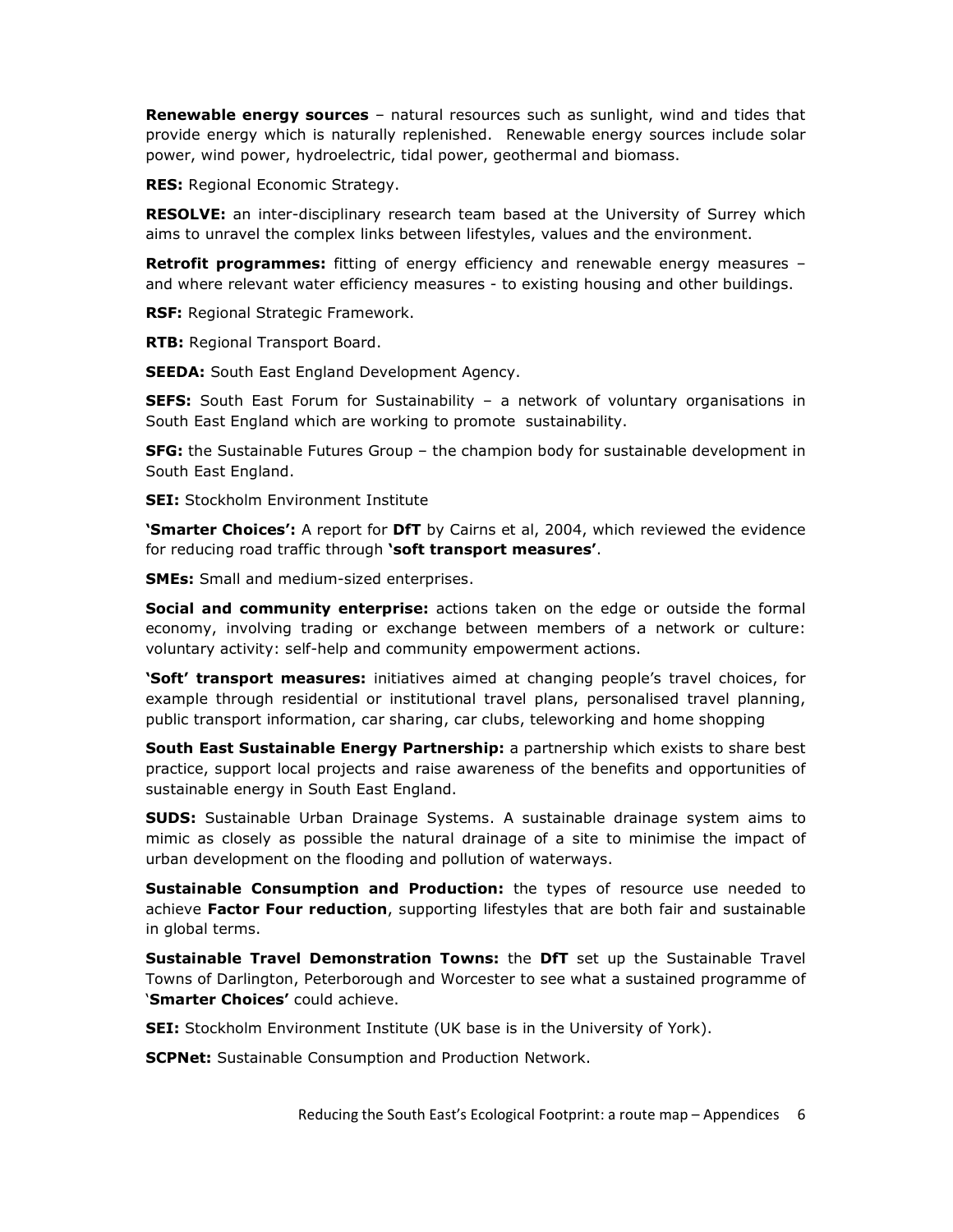**Renewable energy sources** – natural resources such as sunlight, wind and tides that provide energy which is naturally replenished.  Renewable energy sources include solar power, wind power, hydroelectric, tidal power, geothermal and biomass.

**RES:** Regional Economic Strategy.

**RESOLVE:** an inter-disciplinary research team based at the University of Surrey which aims to unravel the complex links between lifestyles, values and the environment.

**Retrofit programmes:** fitting of energy efficiency and renewable energy measures – and where relevant water efficiency measures - to existing housing and other buildings.

**RSF:** Regional Strategic Framework.

**RTB:** Regional Transport Board.

**SEEDA:** South East England Development Agency.

**SEFS:** South East Forum for Sustainability – a network of voluntary organisations in South East England which are working to promote  sustainability.

**SFG:** the Sustainable Futures Group – the champion body for sustainable development in South East England.

**SEI:** Stockholm Environment Institute

**'Smarter Choices':** A report for **DfT** by Cairns et al, 2004, which reviewed the evidence for reducing road traffic through **'soft transport measures'**.

**SMEs:** Small and medium-sized enterprises.

**Social and community enterprise:** actions taken on the edge or outside the formal economy, involving trading or exchange between members of a network or culture: voluntary activity: self-help and community empowerment actions.

**'Soft' transport measures:** initiatives aimed at changing people's travel choices, for example through residential or institutional travel plans, personalised travel planning, public transport information, car sharing, car clubs, teleworking and home shopping

**South East Sustainable Energy Partnership:** a partnership which exists to share best practice, support local projects and raise awareness of the benefits and opportunities of sustainable energy in South East England.

**SUDS:** Sustainable Urban Drainage Systems. A sustainable drainage system aims to mimic as closely as possible the natural drainage of a site to minimise the impact of urban development on the flooding and pollution of waterways.

**Sustainable Consumption and Production:** the types of resource use needed to achieve **Factor Four reduction**, supporting lifestyles that are both fair and sustainable in global terms.

**Sustainable Travel Demonstration Towns:** the **DfT** set up the Sustainable Travel Towns of Darlington, Peterborough and Worcester to see what a sustained programme of '**Smarter Choices'** could achieve.

**SEI:** Stockholm Environment Institute (UK base is in the University of York).

**SCPNet:** Sustainable Consumption and Production Network.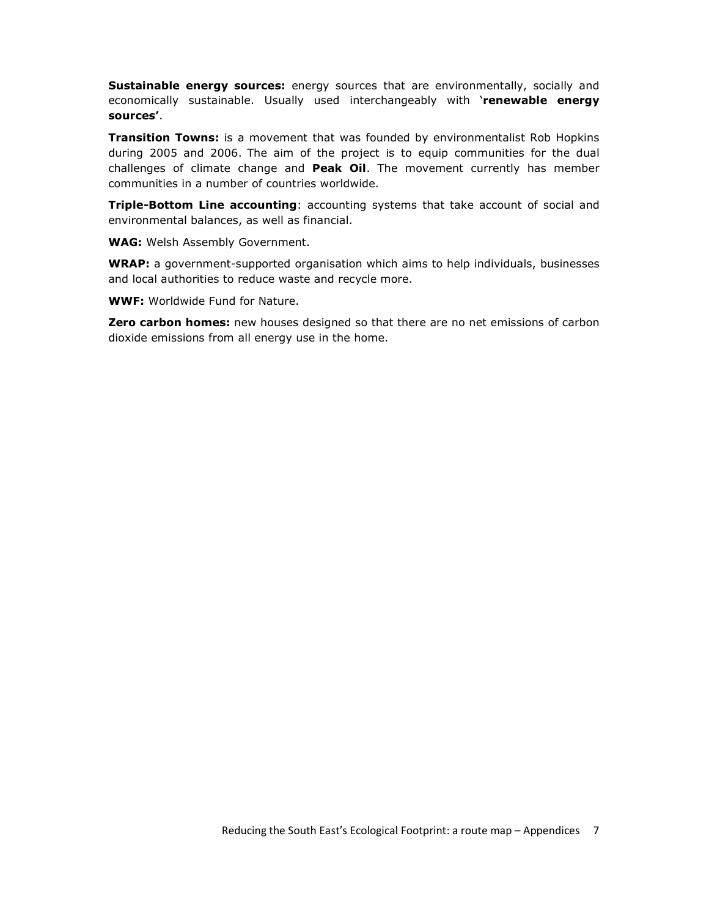**Sustainable energy sources:** energy sources that are environmentally, socially and economically sustainable. Usually used interchangeably with '**renewable energy sources'**.

**Transition Towns:** is a movement that was founded by environmentalist Rob Hopkins during 2005 and 2006. The aim of the project is to equip communities for the dual challenges of climate change and **Peak Oil**. The movement currently has member communities in a number of countries worldwide.

**Triple-Bottom Line accounting**: accounting systems that take account of social and environmental balances, as well as financial.

**WAG:** Welsh Assembly Government.

**WRAP:** a government-supported organisation which aims to help individuals, businesses and local authorities to reduce waste and recycle more.

**WWF:** Worldwide Fund for Nature.

**Zero carbon homes:** new houses designed so that there are no net emissions of carbon dioxide emissions from all energy use in the home.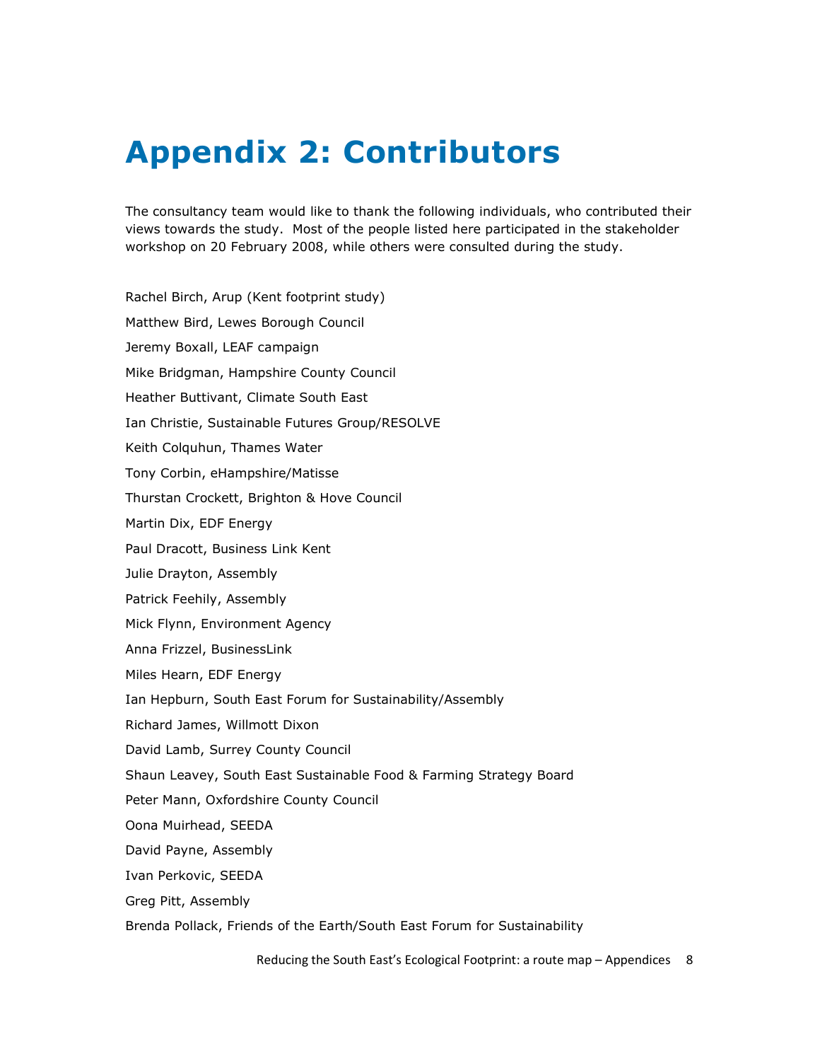# Appendix 2: Contributors

The consultancy team would like to thank the following individuals, who contributed their views towards the study. Most of the people listed here participated in the stakeholder workshop on 20 February 2008, while others were consulted during the study.

Rachel Birch, Arup (Kent footprint study)

Matthew Bird, Lewes Borough Council

Jeremy Boxall, LEAF campaign

Mike Bridgman, Hampshire County Council

Heather Buttivant, Climate South East

Ian Christie, Sustainable Futures Group/RESOLVE

Keith Colquhun, Thames Water

Tony Corbin, eHampshire/Matisse

Thurstan Crockett, Brighton & Hove Council

Martin Dix, EDF Energy

Paul Dracott, Business Link Kent

Julie Drayton, Assembly

Patrick Feehily, Assembly

Mick Flynn, Environment Agency

Anna Frizzel, BusinessLink

Miles Hearn, EDF Energy

Ian Hepburn, South East Forum for Sustainability/Assembly

Richard James, Willmott Dixon

David Lamb, Surrey County Council

Shaun Leavey, South East Sustainable Food & Farming Strategy Board

Peter Mann, Oxfordshire County Council

Oona Muirhead, SEEDA

David Payne, Assembly

Ivan Perkovic, SEEDA

Greg Pitt, Assembly

Brenda Pollack, Friends of the Earth/South East Forum for Sustainability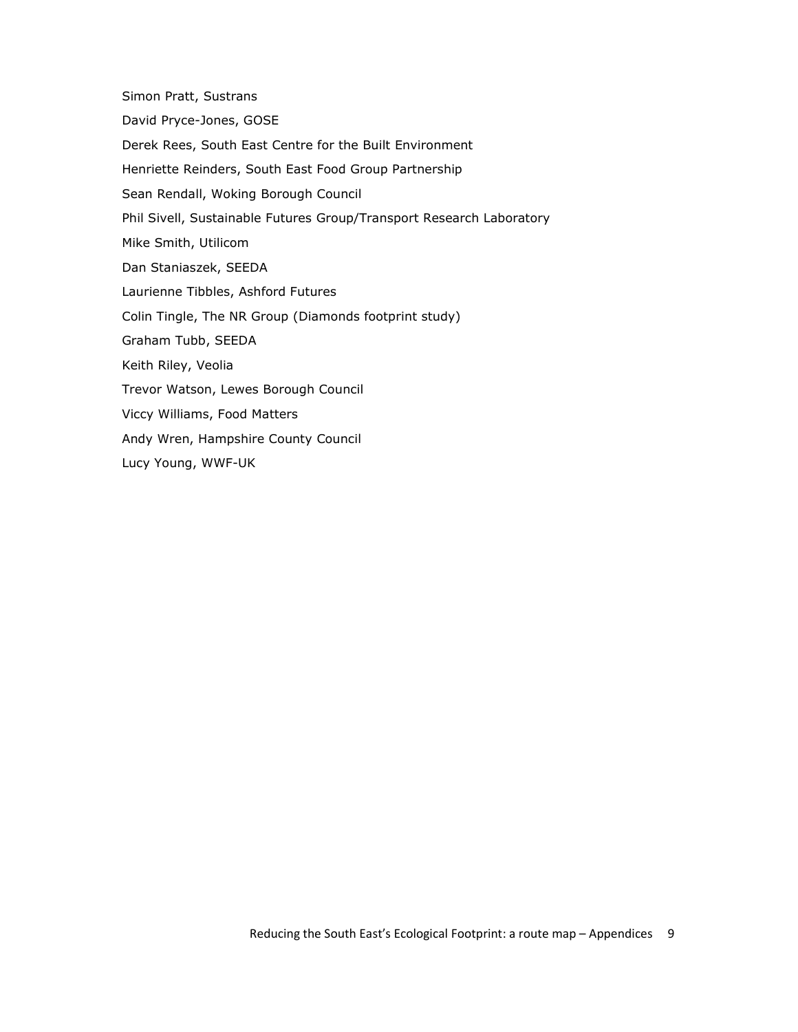Simon Pratt, Sustrans

David Pryce-Jones, GOSE

Derek Rees, South East Centre for the Built Environment

Henriette Reinders, South East Food Group Partnership

Sean Rendall, Woking Borough Council

Phil Sivell, Sustainable Futures Group/Transport Research Laboratory

Mike Smith, Utilicom

Dan Staniaszek, SEEDA

Laurienne Tibbles, Ashford Futures

Colin Tingle, The NR Group (Diamonds footprint study)

Graham Tubb, SEEDA

Keith Riley, Veolia

Trevor Watson, Lewes Borough Council

Viccy Williams, Food Matters

Andy Wren, Hampshire County Council

Lucy Young, WWF-UK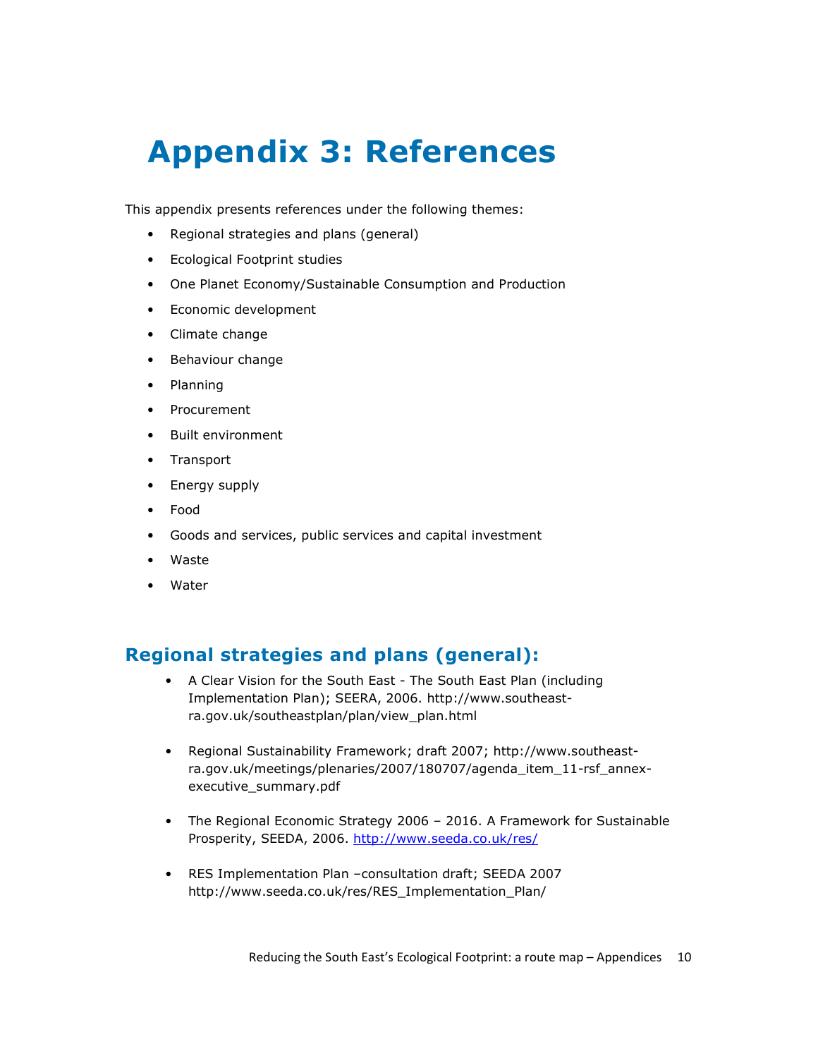# Appendix 3: References

This appendix presents references under the following themes:

- Regional strategies and plans (general)
- Ecological Footprint studies
- One Planet Economy/Sustainable Consumption and Production
- Economic development
- Climate change
- Behaviour change
- Planning
- Procurement
- Built environment
- Transport
- Energy supply
- Food
- Goods and services, public services and capital investment
- Waste
- Water

## Regional strategies and plans (general):

- A Clear Vision for the South East - The South East Plan (including Implementation Plan); SEERA, 2006. http://www.southeast-ra.gov.uk/southeastplan/plan/view_plan.html

- Regional Sustainability Framework; draft 2007; http://www.southeast-ra.gov.uk/meetings/plenaries/2007/180707/agenda_item_11-rsf_annex-executive_summary.pdf

- The Regional Economic Strategy 2006 – 2016. A Framework for Sustainable Prosperity, SEEDA, 2006. http://www.seeda.co.uk/res/

- RES Implementation Plan –consultation draft; SEEDA 2007 http://www.seeda.co.uk/res/RES_Implementation_Plan/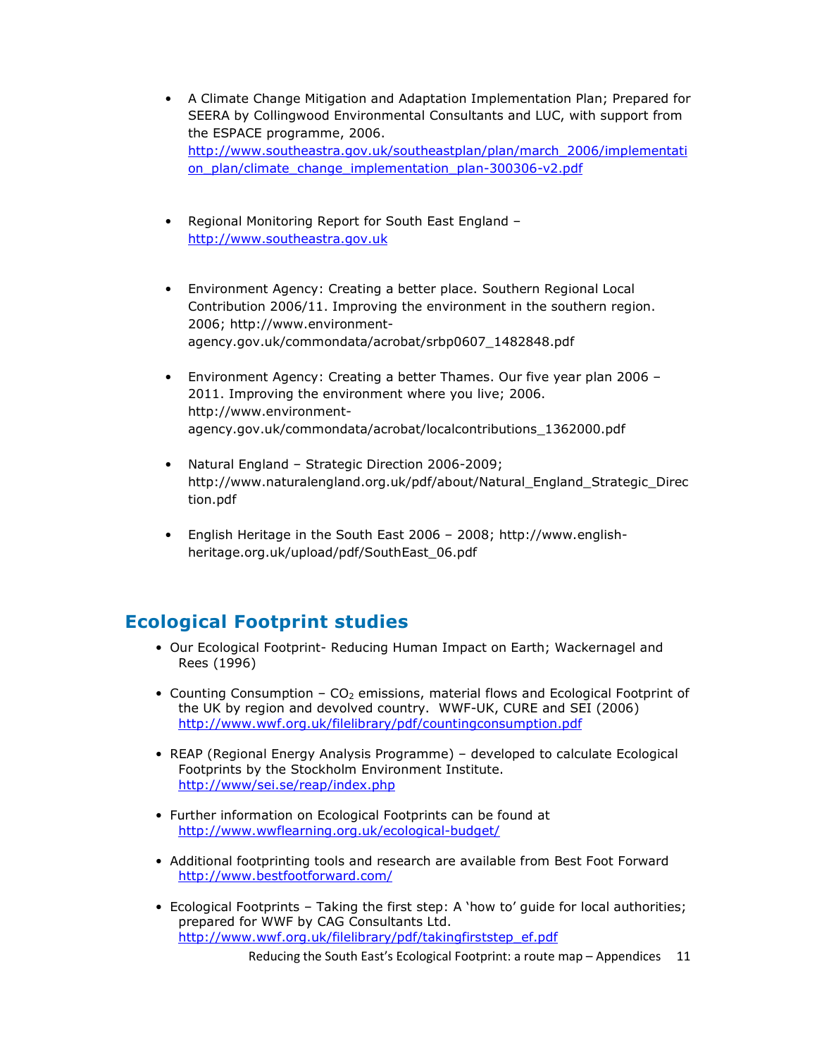- A Climate Change Mitigation and Adaptation Implementation Plan; Prepared for SEERA by Collingwood Environmental Consultants and LUC, with support from the ESPACE programme, 2006. http://www.southeastra.gov.uk/southeastplan/plan/march_2006/implementation_plan/climate_change_implementation_plan-300306-v2.pdf

- Regional Monitoring Report for South East England – http://www.southeastra.gov.uk

- Environment Agency: Creating a better place. Southern Regional Local Contribution 2006/11. Improving the environment in the southern region. 2006; http://www.environment-agency.gov.uk/commondata/acrobat/srbp0607_1482848.pdf

- Environment Agency: Creating a better Thames. Our five year plan 2006 – 2011. Improving the environment where you live; 2006. http://www.environment-agency.gov.uk/commondata/acrobat/localcontributions_1362000.pdf

- Natural England – Strategic Direction 2006-2009; http://www.naturalengland.org.uk/pdf/about/Natural_England_Strategic_Direction.pdf

- English Heritage in the South East 2006 – 2008; http://www.english-heritage.org.uk/upload/pdf/SouthEast_06.pdf

## Ecological Footprint studies

- Our Ecological Footprint- Reducing Human Impact on Earth; Wackernagel and Rees (1996)

- Counting Consumption – $CO_2$ emissions, material flows and Ecological Footprint of the UK by region and devolved country. WWF-UK, CURE and SEI (2006) http://www.wwf.org.uk/filelibrary/pdf/countingconsumption.pdf

- REAP (Regional Energy Analysis Programme) – developed to calculate Ecological Footprints by the Stockholm Environment Institute. http://www/sei.se/reap/index.php

- Further information on Ecological Footprints can be found at http://www.wwflearning.org.uk/ecological-budget/

- Additional footprinting tools and research are available from Best Foot Forward http://www.bestfootforward.com/

- Ecological Footprints – Taking the first step: A 'how to' guide for local authorities; prepared for WWF by CAG Consultants Ltd. http://www.wwf.org.uk/filelibrary/pdf/takingfirststep_ef.pdf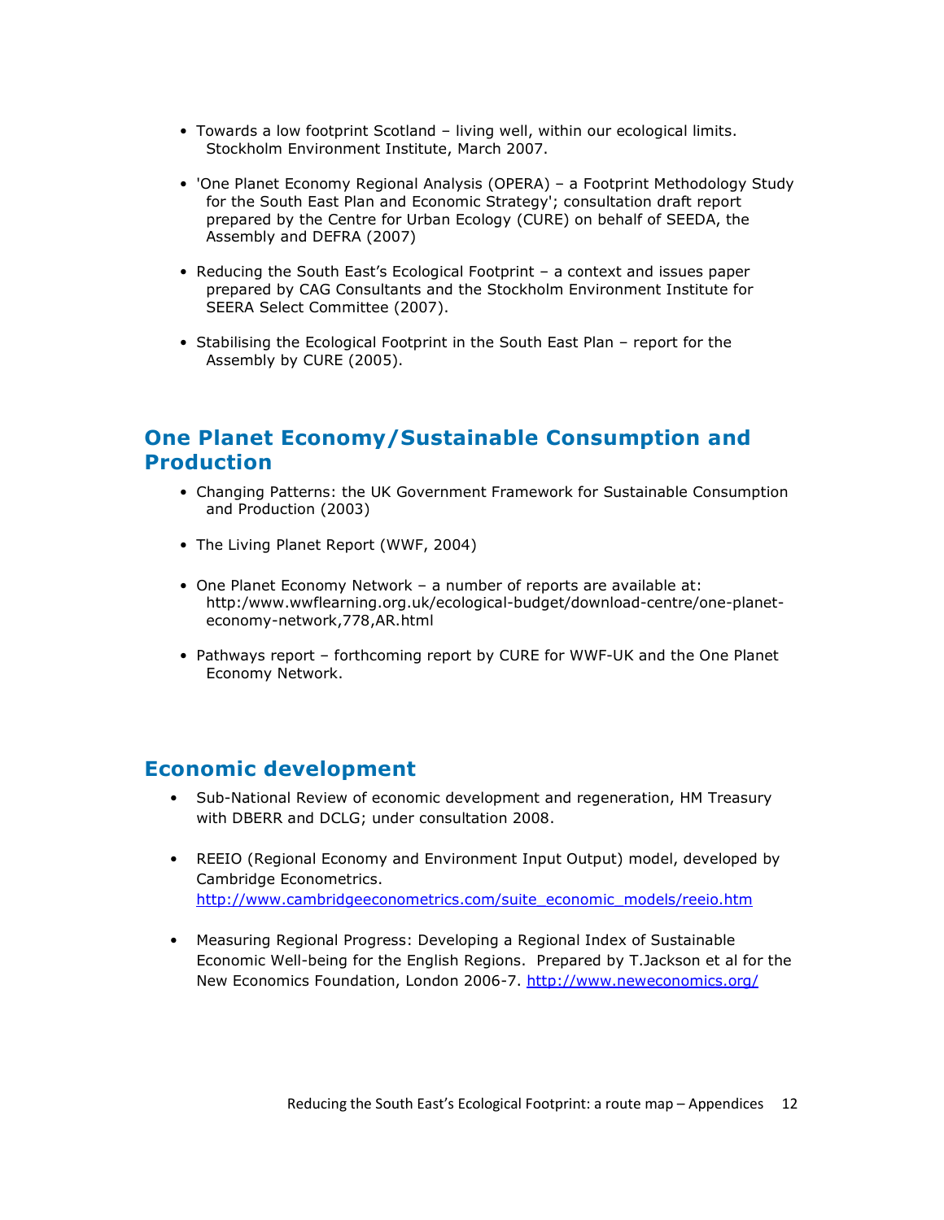- Towards a low footprint Scotland – living well, within our ecological limits. Stockholm Environment Institute, March 2007.

- 'One Planet Economy Regional Analysis (OPERA) – a Footprint Methodology Study for the South East Plan and Economic Strategy'; consultation draft report prepared by the Centre for Urban Ecology (CURE) on behalf of SEEDA, the Assembly and DEFRA (2007)

- Reducing the South East's Ecological Footprint – a context and issues paper prepared by CAG Consultants and the Stockholm Environment Institute for SEERA Select Committee (2007).

- Stabilising the Ecological Footprint in the South East Plan – report for the Assembly by CURE (2005).

## One Planet Economy/Sustainable Consumption and Production

- Changing Patterns: the UK Government Framework for Sustainable Consumption and Production (2003)

- The Living Planet Report (WWF, 2004)

- One Planet Economy Network – a number of reports are available at: http:/www.wwflearning.org.uk/ecological-budget/download-centre/one-planet-economy-network,778,AR.html

- Pathways report – forthcoming report by CURE for WWF-UK and the One Planet Economy Network.

## Economic development

- Sub-National Review of economic development and regeneration, HM Treasury with DBERR and DCLG; under consultation 2008.

- REEIO (Regional Economy and Environment Input Output) model, developed by Cambridge Econometrics. http://www.cambridgeeconometrics.com/suite_economic_models/reeio.htm

- Measuring Regional Progress: Developing a Regional Index of Sustainable Economic Well-being for the English Regions. Prepared by T.Jackson et al for the New Economics Foundation, London 2006-7. http://www.neweconomics.org/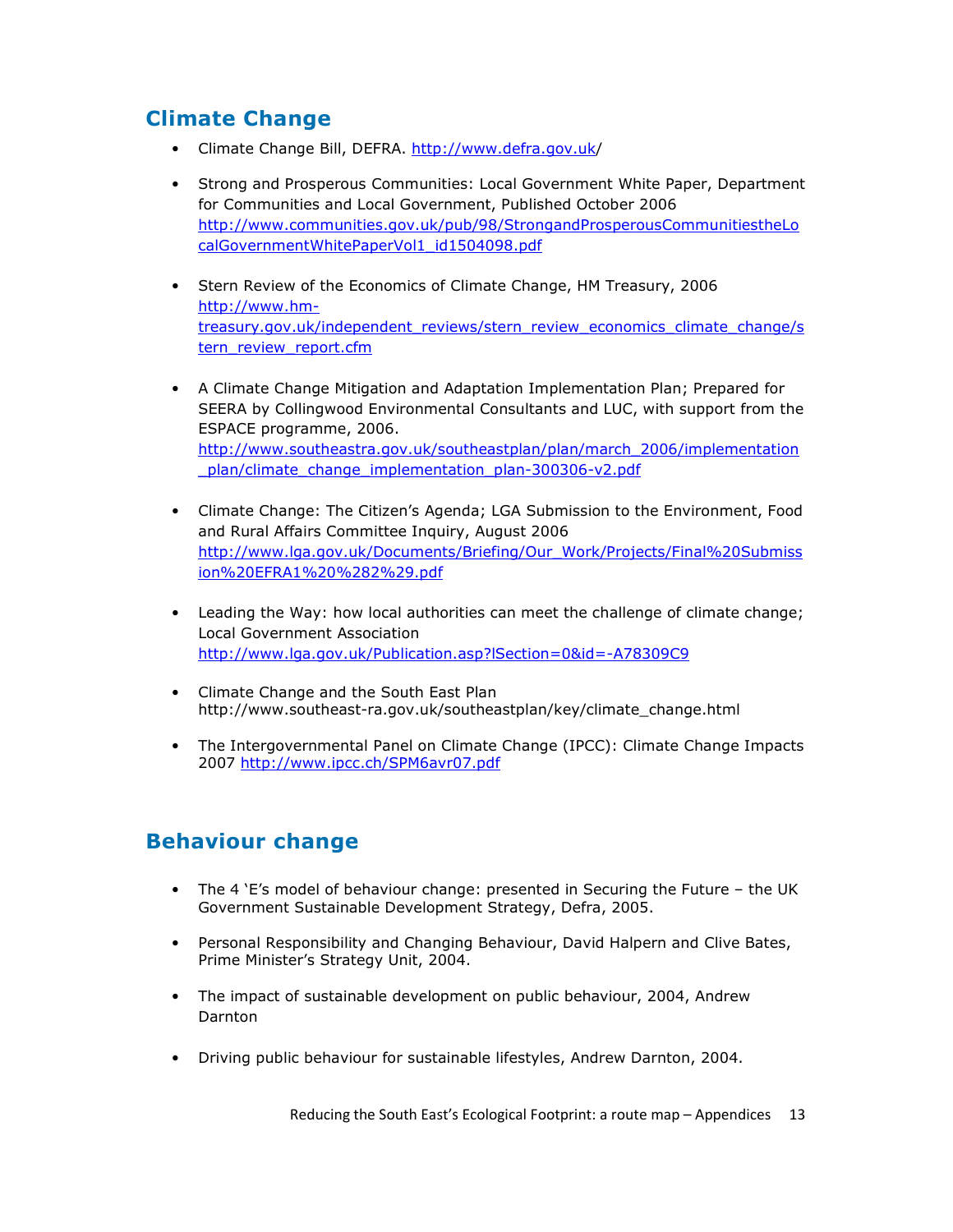## Climate Change

- Climate Change Bill, DEFRA. http://www.defra.gov.uk/

- Strong and Prosperous Communities: Local Government White Paper, Department for Communities and Local Government, Published October 2006 http://www.communities.gov.uk/pub/98/StrongandProsperousCommunitiestheLocalGovernmentWhitePaperVol1_id1504098.pdf

- Stern Review of the Economics of Climate Change, HM Treasury, 2006 http://www.hm-treasury.gov.uk/independent_reviews/stern_review_economics_climate_change/stern_review_report.cfm

- A Climate Change Mitigation and Adaptation Implementation Plan; Prepared for SEERA by Collingwood Environmental Consultants and LUC, with support from the ESPACE programme, 2006. http://www.southeastra.gov.uk/southeastplan/plan/march_2006/implementation_plan/climate_change_implementation_plan-300306-v2.pdf

- Climate Change: The Citizen's Agenda; LGA Submission to the Environment, Food and Rural Affairs Committee Inquiry, August 2006 http://www.lga.gov.uk/Documents/Briefing/Our_Work/Projects/Final%20Submission%20EFRA1%20%282%29.pdf

- Leading the Way: how local authorities can meet the challenge of climate change; Local Government Association http://www.lga.gov.uk/Publication.asp?lSection=0&id=-A78309C9

- Climate Change and the South East Plan http://www.southeast-ra.gov.uk/southeastplan/key/climate_change.html

- The Intergovernmental Panel on Climate Change (IPCC): Climate Change Impacts 2007 http://www.ipcc.ch/SPM6avr07.pdf

## Behaviour change

- The 4 'E's model of behaviour change: presented in Securing the Future – the UK Government Sustainable Development Strategy, Defra, 2005.

- Personal Responsibility and Changing Behaviour, David Halpern and Clive Bates, Prime Minister's Strategy Unit, 2004.

- The impact of sustainable development on public behaviour, 2004, Andrew Darnton

- Driving public behaviour for sustainable lifestyles, Andrew Darnton, 2004.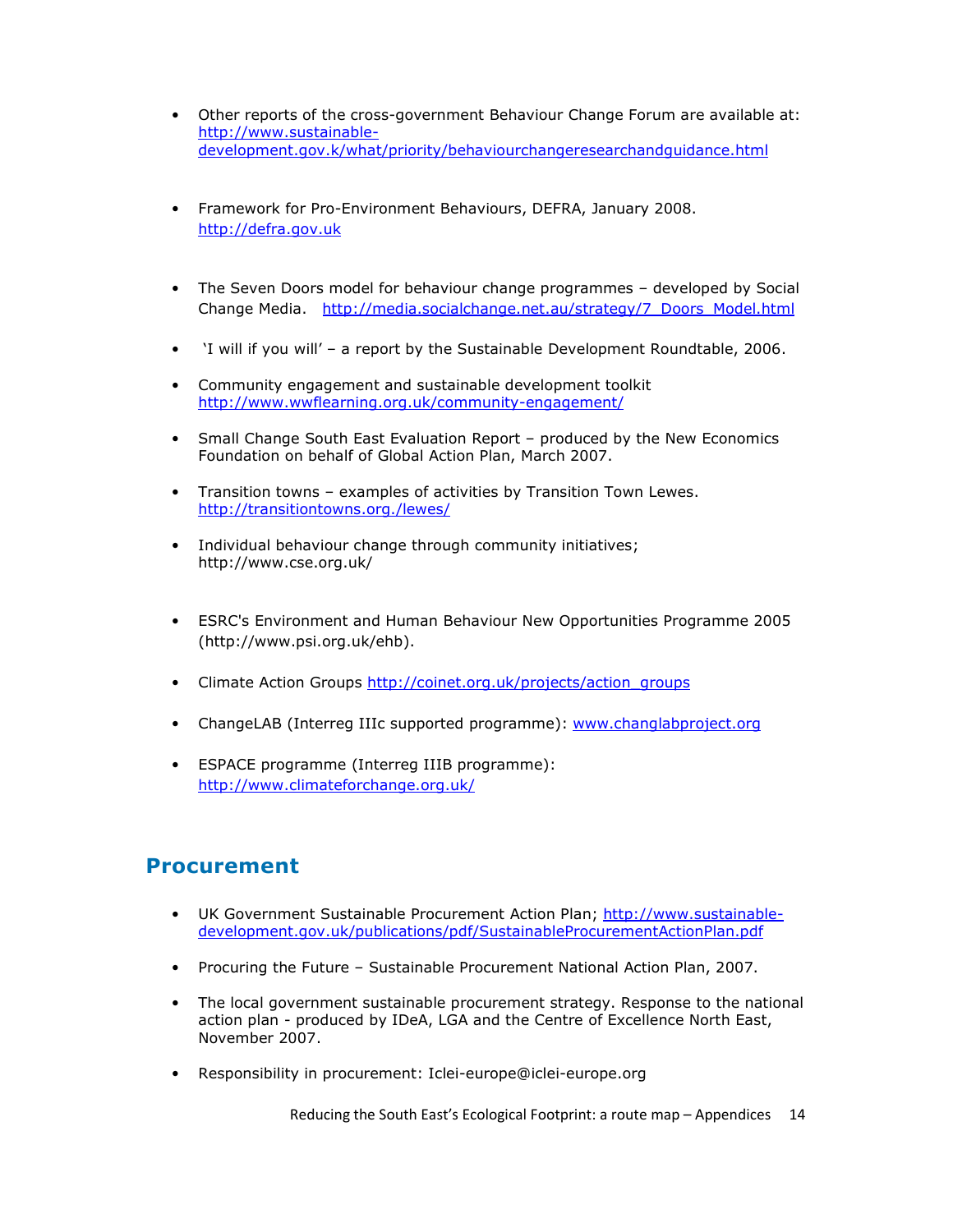- Other reports of the cross-government Behaviour Change Forum are available at: http://www.sustainable-development.gov.k/what/priority/behaviourchangeresearchandguidance.html

- Framework for Pro-Environment Behaviours, DEFRA, January 2008. http://defra.gov.uk

- The Seven Doors model for behaviour change programmes – developed by Social Change Media. http://media.socialchange.net.au/strategy/7_Doors_Model.html

- 'I will if you will' – a report by the Sustainable Development Roundtable, 2006.

- Community engagement and sustainable development toolkit http://www.wwflearning.org.uk/community-engagement/

- Small Change South East Evaluation Report – produced by the New Economics Foundation on behalf of Global Action Plan, March 2007.

- Transition towns – examples of activities by Transition Town Lewes. http://transitiontowns.org./lewes/

- Individual behaviour change through community initiatives; http://www.cse.org.uk/

- ESRC's Environment and Human Behaviour New Opportunities Programme 2005 (http://www.psi.org.uk/ehb).

- Climate Action Groups http://coinet.org.uk/projects/action_groups

- ChangeLAB (Interreg IIIc supported programme): www.changlabproject.org

- ESPACE programme (Interreg IIIB programme): http://www.climateforchange.org.uk/

## Procurement

- UK Government Sustainable Procurement Action Plan; http://www.sustainable-development.gov.uk/publications/pdf/SustainableProcurementActionPlan.pdf

- Procuring the Future – Sustainable Procurement National Action Plan, 2007.

- The local government sustainable procurement strategy. Response to the national action plan - produced by IDeA, LGA and the Centre of Excellence North East, November 2007.

- Responsibility in procurement: Iclei-europe@iclei-europe.org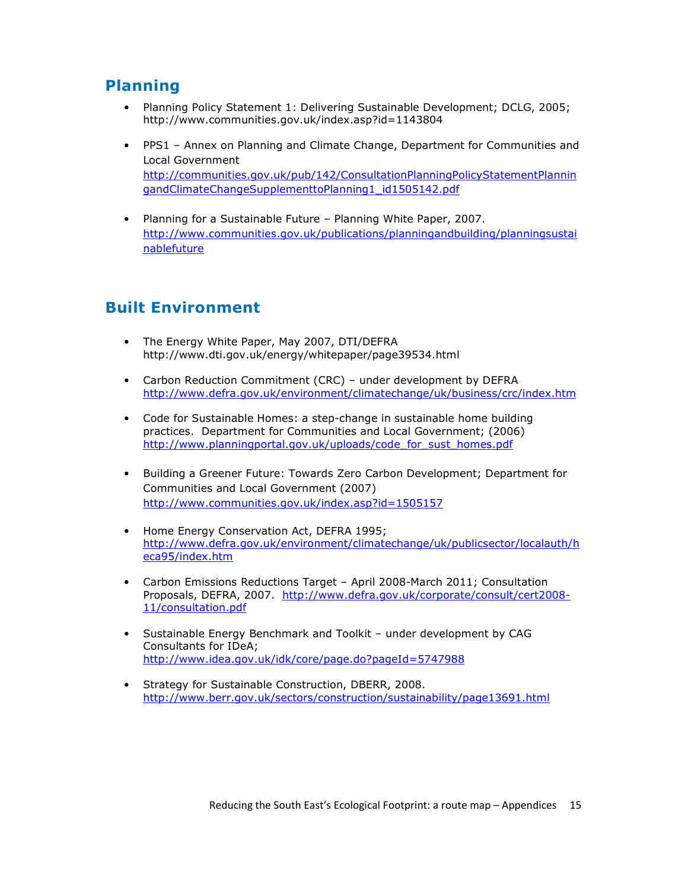## Planning

- Planning Policy Statement 1: Delivering Sustainable Development; DCLG, 2005; http://www.communities.gov.uk/index.asp?id=1143804

- PPS1 – Annex on Planning and Climate Change, Department for Communities and Local Government http://communities.gov.uk/pub/142/ConsultationPlanningPolicyStatementPlanningandClimateChangeSupplementtoPlanning1_id1505142.pdf

- Planning for a Sustainable Future – Planning White Paper, 2007. http://www.communities.gov.uk/publications/planningandbuilding/planningsustainablefuture

## Built Environment

- The Energy White Paper, May 2007, DTI/DEFRA http://www.dti.gov.uk/energy/whitepaper/page39534.html

- Carbon Reduction Commitment (CRC) – under development by DEFRA http://www.defra.gov.uk/environment/climatechange/uk/business/crc/index.htm

- Code for Sustainable Homes: a step-change in sustainable home building practices. Department for Communities and Local Government; (2006) http://www.planningportal.gov.uk/uploads/code_for_sust_homes.pdf

- Building a Greener Future: Towards Zero Carbon Development; Department for Communities and Local Government (2007) http://www.communities.gov.uk/index.asp?id=1505157

- Home Energy Conservation Act, DEFRA 1995; http://www.defra.gov.uk/environment/climatechange/uk/publicsector/localauth/heca95/index.htm

- Carbon Emissions Reductions Target – April 2008-March 2011; Consultation Proposals, DEFRA, 2007. http://www.defra.gov.uk/corporate/consult/cert2008-11/consultation.pdf

- Sustainable Energy Benchmark and Toolkit – under development by CAG Consultants for IDeA; http://www.idea.gov.uk/idk/core/page.do?pageId=5747988

- Strategy for Sustainable Construction, DBERR, 2008. http://www.berr.gov.uk/sectors/construction/sustainability/page13691.html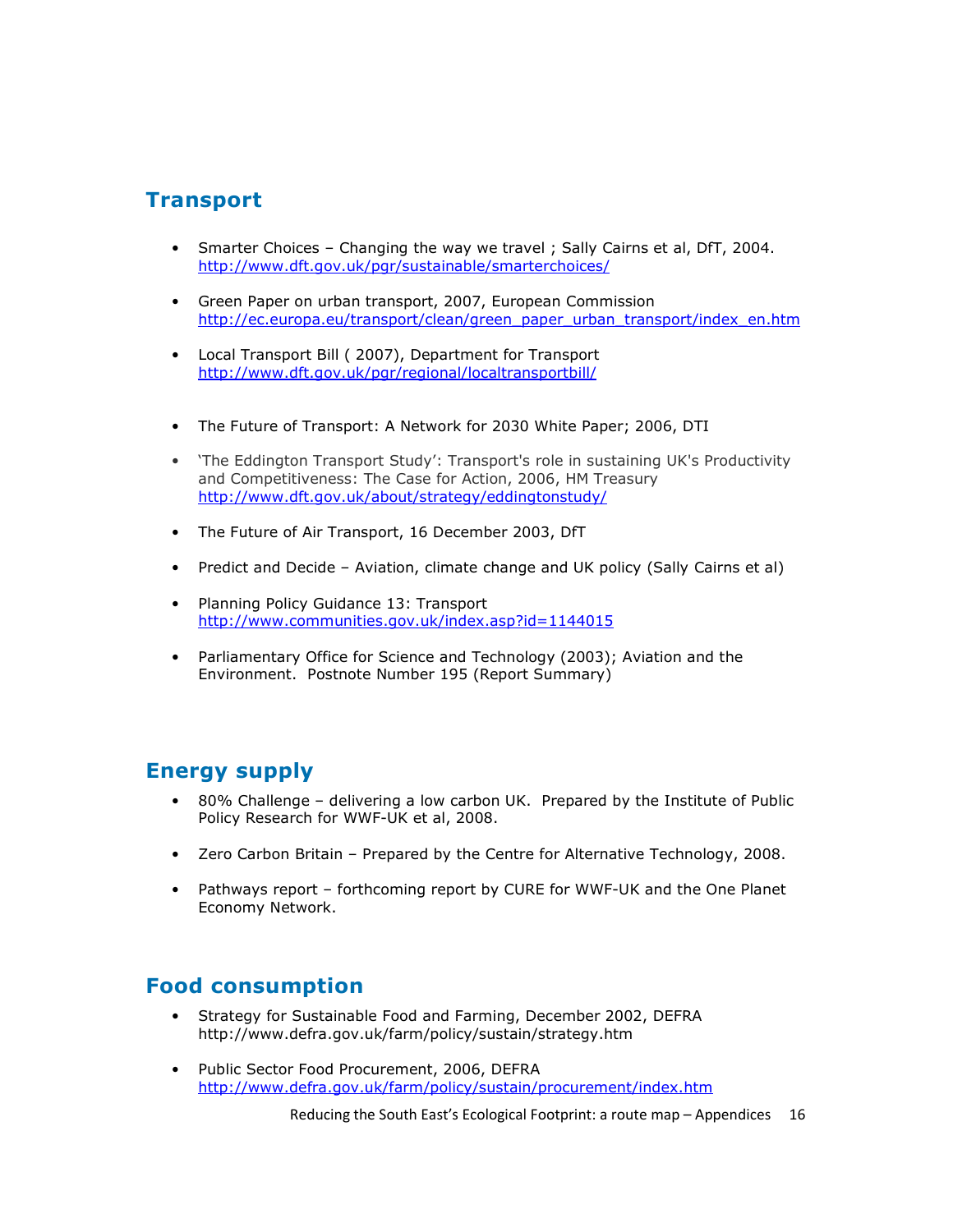## Transport

- Smarter Choices – Changing the way we travel ; Sally Cairns et al, DfT, 2004. http://www.dft.gov.uk/pgr/sustainable/smarterchoices/
- Green Paper on urban transport, 2007, European Commission http://ec.europa.eu/transport/clean/green_paper_urban_transport/index_en.htm
- Local Transport Bill ( 2007), Department for Transport http://www.dft.gov.uk/pgr/regional/localtransportbill/
- The Future of Transport: A Network for 2030 White Paper; 2006, DTI
- 'The Eddington Transport Study': Transport's role in sustaining UK's Productivity and Competitiveness: The Case for Action, 2006, HM Treasury http://www.dft.gov.uk/about/strategy/eddingtonstudy/
- The Future of Air Transport, 16 December 2003, DfT
- Predict and Decide – Aviation, climate change and UK policy (Sally Cairns et al)
- Planning Policy Guidance 13: Transport http://www.communities.gov.uk/index.asp?id=1144015
- Parliamentary Office for Science and Technology (2003); Aviation and the Environment. Postnote Number 195 (Report Summary)

## Energy supply

- 80% Challenge – delivering a low carbon UK. Prepared by the Institute of Public Policy Research for WWF-UK et al, 2008.
- Zero Carbon Britain – Prepared by the Centre for Alternative Technology, 2008.
- Pathways report – forthcoming report by CURE for WWF-UK and the One Planet Economy Network.

## Food consumption

- Strategy for Sustainable Food and Farming, December 2002, DEFRA http://www.defra.gov.uk/farm/policy/sustain/strategy.htm
- Public Sector Food Procurement, 2006, DEFRA http://www.defra.gov.uk/farm/policy/sustain/procurement/index.htm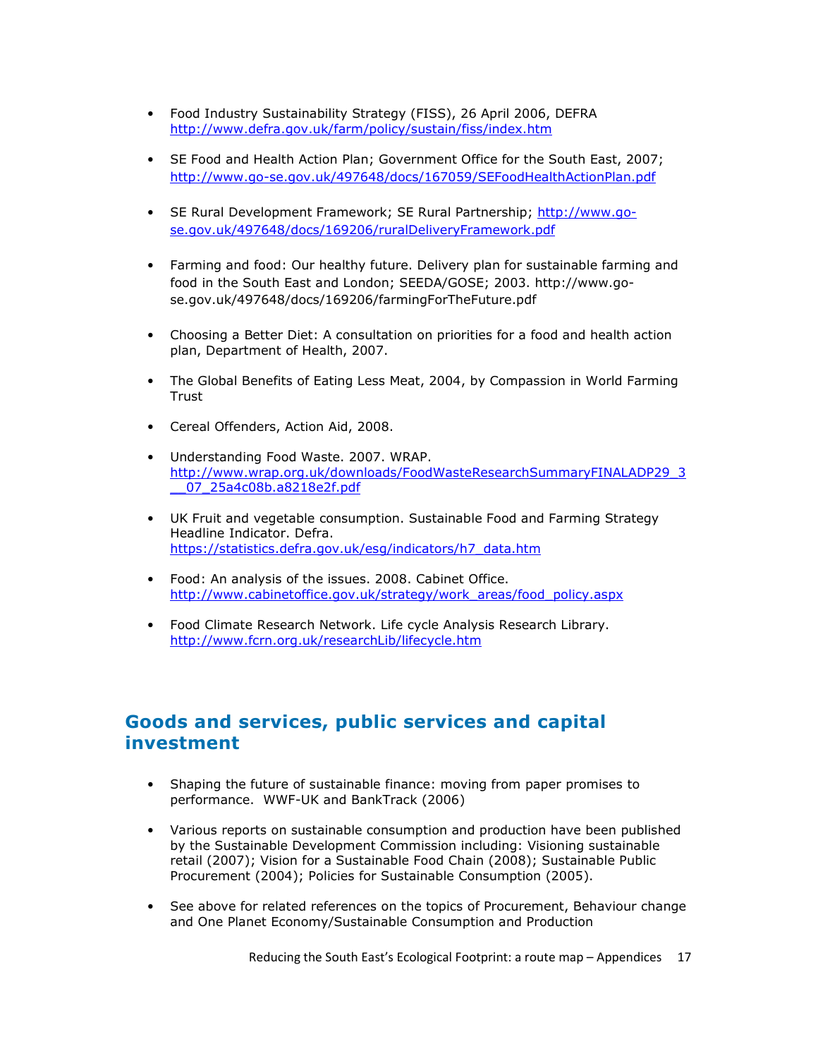- Food Industry Sustainability Strategy (FISS), 26 April 2006, DEFRA http://www.defra.gov.uk/farm/policy/sustain/fiss/index.htm

- SE Food and Health Action Plan; Government Office for the South East, 2007; http://www.go-se.gov.uk/497648/docs/167059/SEFoodHealthActionPlan.pdf

- SE Rural Development Framework; SE Rural Partnership; http://www.go-se.gov.uk/497648/docs/169206/ruralDeliveryFramework.pdf

- Farming and food: Our healthy future. Delivery plan for sustainable farming and food in the South East and London; SEEDA/GOSE; 2003. http://www.go-se.gov.uk/497648/docs/169206/farmingForTheFuture.pdf

- Choosing a Better Diet: A consultation on priorities for a food and health action plan, Department of Health, 2007.

- The Global Benefits of Eating Less Meat, 2004, by Compassion in World Farming Trust

- Cereal Offenders, Action Aid, 2008.

- Understanding Food Waste. 2007. WRAP. http://www.wrap.org.uk/downloads/FoodWasteResearchSummaryFINALADP29_3__07_25a4c08b.a8218e2f.pdf

- UK Fruit and vegetable consumption. Sustainable Food and Farming Strategy Headline Indicator. Defra. https://statistics.defra.gov.uk/esg/indicators/h7_data.htm

- Food: An analysis of the issues. 2008. Cabinet Office. http://www.cabinetoffice.gov.uk/strategy/work_areas/food_policy.aspx

- Food Climate Research Network. Life cycle Analysis Research Library. http://www.fcrn.org.uk/researchLib/lifecycle.htm

## Goods and services, public services and capital investment

- Shaping the future of sustainable finance: moving from paper promises to performance. WWF-UK and BankTrack (2006)

- Various reports on sustainable consumption and production have been published by the Sustainable Development Commission including: Visioning sustainable retail (2007); Vision for a Sustainable Food Chain (2008); Sustainable Public Procurement (2004); Policies for Sustainable Consumption (2005).

- See above for related references on the topics of Procurement, Behaviour change and One Planet Economy/Sustainable Consumption and Production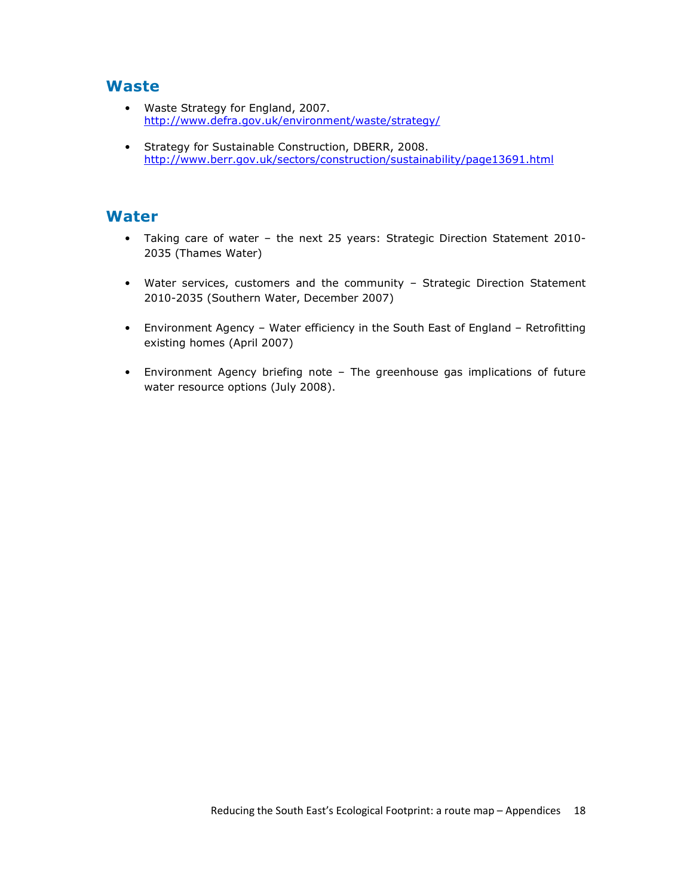## Waste

- Waste Strategy for England, 2007.
  [http://www.defra.gov.uk/environment/waste/strategy/](http://www.defra.gov.uk/environment/waste/strategy/)

- Strategy for Sustainable Construction, DBERR, 2008.
  [http://www.berr.gov.uk/sectors/construction/sustainability/page13691.html](http://www.berr.gov.uk/sectors/construction/sustainability/page13691.html)

## Water

- Taking care of water – the next 25 years: Strategic Direction Statement 2010-2035 (Thames Water)

- Water services, customers and the community – Strategic Direction Statement 2010-2035 (Southern Water, December 2007)

- Environment Agency – Water efficiency in the South East of England – Retrofitting existing homes (April 2007)

- Environment Agency briefing note – The greenhouse gas implications of future water resource options (July 2008).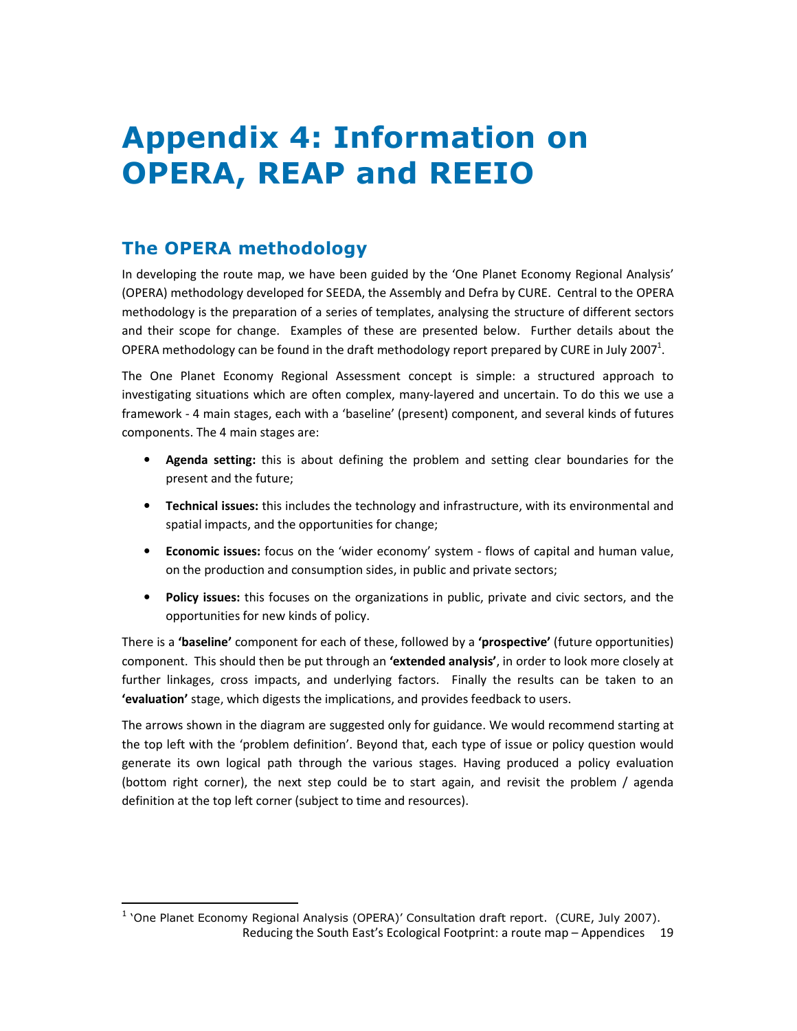# Appendix 4: Information on OPERA, REAP and REEIO

## The OPERA methodology

In developing the route map, we have been guided by the 'One Planet Economy Regional Analysis' (OPERA) methodology developed for SEEDA, the Assembly and Defra by CURE. Central to the OPERA methodology is the preparation of a series of templates, analysing the structure of different sectors and their scope for change. Examples of these are presented below. Further details about the OPERA methodology can be found in the draft methodology report prepared by CURE in July 2007[1].

The One Planet Economy Regional Assessment concept is simple: a structured approach to investigating situations which are often complex, many-layered and uncertain. To do this we use a framework - 4 main stages, each with a 'baseline' (present) component, and several kinds of futures components. The 4 main stages are:

- **Agenda setting:** this is about defining the problem and setting clear boundaries for the present and the future;
- **Technical issues:** this includes the technology and infrastructure, with its environmental and spatial impacts, and the opportunities for change;
- **Economic issues:** focus on the 'wider economy' system - flows of capital and human value, on the production and consumption sides, in public and private sectors;
- **Policy issues:** this focuses on the organizations in public, private and civic sectors, and the opportunities for new kinds of policy.

There is a **'baseline'** component for each of these, followed by a **'prospective'** (future opportunities) component. This should then be put through an **'extended analysis'**, in order to look more closely at further linkages, cross impacts, and underlying factors. Finally the results can be taken to an **'evaluation'** stage, which digests the implications, and provides feedback to users.

The arrows shown in the diagram are suggested only for guidance. We would recommend starting at the top left with the 'problem definition'. Beyond that, each type of issue or policy question would generate its own logical path through the various stages. Having produced a policy evaluation (bottom right corner), the next step could be to start again, and revisit the problem / agenda definition at the top left corner (subject to time and resources).

[1] 'One Planet Economy Regional Analysis (OPERA)' Consultation draft report. (CURE, July 2007).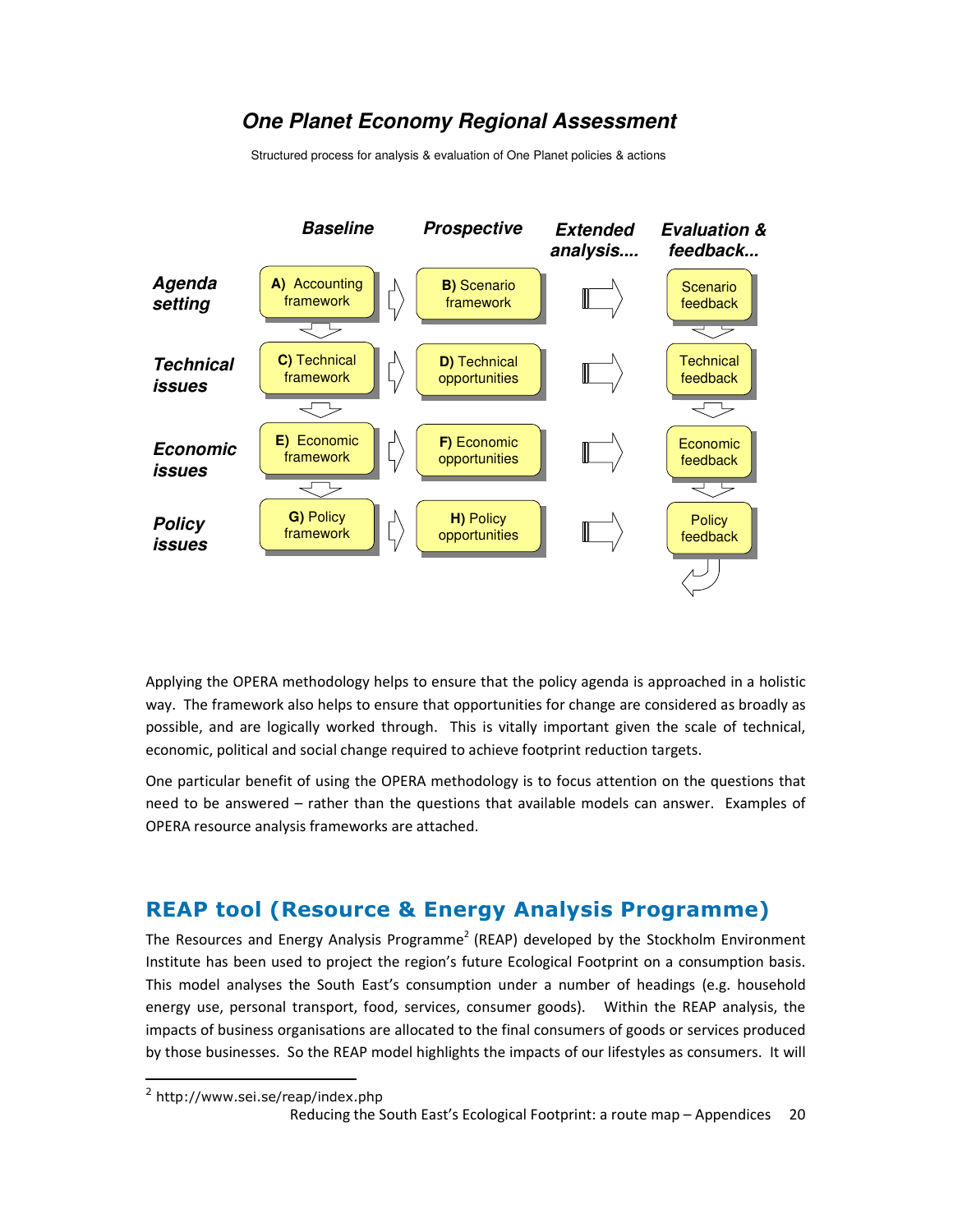## One Planet Economy Regional Assessment

Structured process for analysis & evaluation of One Planet policies & actions

| | Baseline | Prospective | Extended analysis.... | Evaluation & feedback... |
|---|---|---|---|---|
| Agenda setting | A) Accounting framework | B) Scenario framework | | Scenario feedback |
| Technical issues | C) Technical framework | D) Technical opportunities | | Technical feedback |
| Economic issues | E) Economic framework | F) Economic opportunities | | Economic feedback |
| Policy issues | G) Policy framework | H) Policy opportunities | | Policy feedback |

Applying the OPERA methodology helps to ensure that the policy agenda is approached in a holistic way. The framework also helps to ensure that opportunities for change are considered as broadly as possible, and are logically worked through. This is vitally important given the scale of technical, economic, political and social change required to achieve footprint reduction targets.

One particular benefit of using the OPERA methodology is to focus attention on the questions that need to be answered – rather than the questions that available models can answer. Examples of OPERA resource analysis frameworks are attached.

## REAP tool (Resource & Energy Analysis Programme)

The Resources and Energy Analysis Programme[2] (REAP) developed by the Stockholm Environment Institute has been used to project the region's future Ecological Footprint on a consumption basis. This model analyses the South East's consumption under a number of headings (e.g. household energy use, personal transport, food, services, consumer goods). Within the REAP analysis, the impacts of business organisations are allocated to the final consumers of goods or services produced by those businesses. So the REAP model highlights the impacts of our lifestyles as consumers. It will

[2] http://www.sei.se/reap/index.php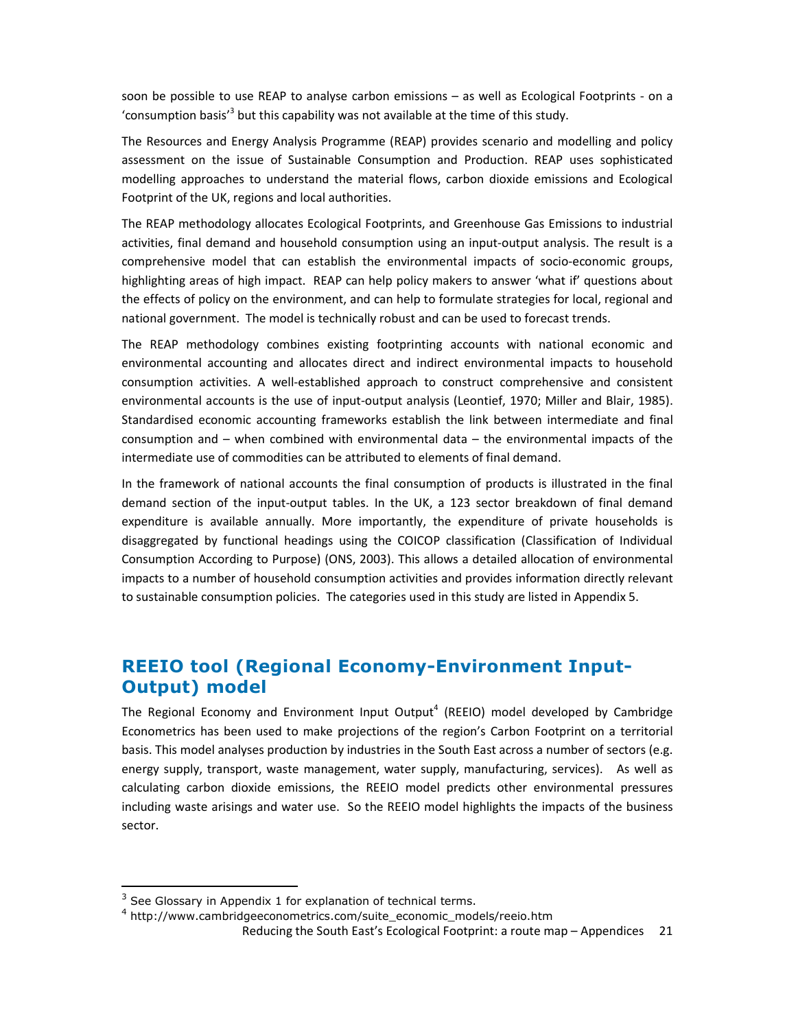soon be possible to use REAP to analyse carbon emissions – as well as Ecological Footprints - on a 'consumption basis'[3] but this capability was not available at the time of this study.

The Resources and Energy Analysis Programme (REAP) provides scenario and modelling and policy assessment on the issue of Sustainable Consumption and Production. REAP uses sophisticated modelling approaches to understand the material flows, carbon dioxide emissions and Ecological Footprint of the UK, regions and local authorities.

The REAP methodology allocates Ecological Footprints, and Greenhouse Gas Emissions to industrial activities, final demand and household consumption using an input-output analysis. The result is a comprehensive model that can establish the environmental impacts of socio-economic groups, highlighting areas of high impact. REAP can help policy makers to answer 'what if' questions about the effects of policy on the environment, and can help to formulate strategies for local, regional and national government. The model is technically robust and can be used to forecast trends.

The REAP methodology combines existing footprinting accounts with national economic and environmental accounting and allocates direct and indirect environmental impacts to household consumption activities. A well-established approach to construct comprehensive and consistent environmental accounts is the use of input-output analysis (Leontief, 1970; Miller and Blair, 1985). Standardised economic accounting frameworks establish the link between intermediate and final consumption and – when combined with environmental data – the environmental impacts of the intermediate use of commodities can be attributed to elements of final demand.

In the framework of national accounts the final consumption of products is illustrated in the final demand section of the input-output tables. In the UK, a 123 sector breakdown of final demand expenditure is available annually. More importantly, the expenditure of private households is disaggregated by functional headings using the COICOP classification (Classification of Individual Consumption According to Purpose) (ONS, 2003). This allows a detailed allocation of environmental impacts to a number of household consumption activities and provides information directly relevant to sustainable consumption policies. The categories used in this study are listed in Appendix 5.

## REEIO tool (Regional Economy-Environment Input-Output) model

The Regional Economy and Environment Input Output[4] (REEIO) model developed by Cambridge Econometrics has been used to make projections of the region's Carbon Footprint on a territorial basis. This model analyses production by industries in the South East across a number of sectors (e.g. energy supply, transport, waste management, water supply, manufacturing, services). As well as calculating carbon dioxide emissions, the REEIO model predicts other environmental pressures including waste arisings and water use. So the REEIO model highlights the impacts of the business sector.

[3] See Glossary in Appendix 1 for explanation of technical terms.

[4] http://www.cambridgeeconometrics.com/suite_economic_models/reeio.htm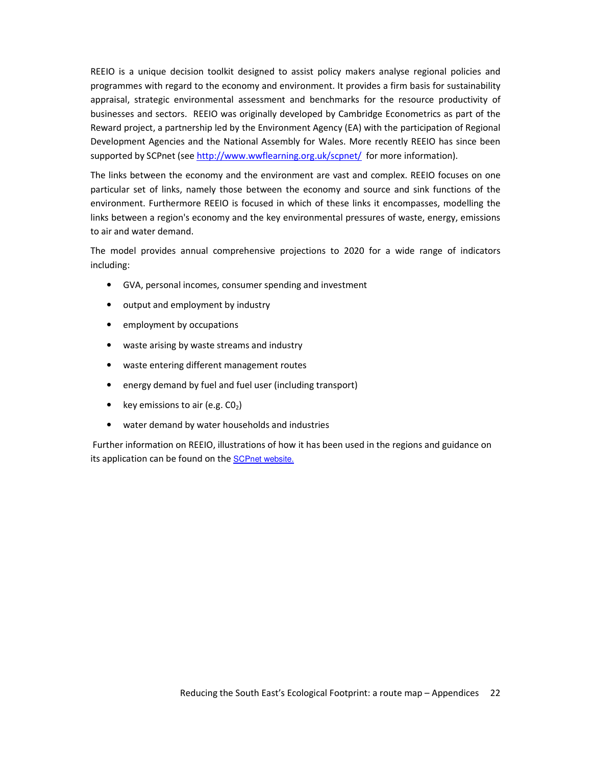REEIO is a unique decision toolkit designed to assist policy makers analyse regional policies and programmes with regard to the economy and environment. It provides a firm basis for sustainability appraisal, strategic environmental assessment and benchmarks for the resource productivity of businesses and sectors. REEIO was originally developed by Cambridge Econometrics as part of the Reward project, a partnership led by the Environment Agency (EA) with the participation of Regional Development Agencies and the National Assembly for Wales. More recently REEIO has since been supported by SCPnet (see [http://www.wwflearning.org.uk/scpnet/](http://www.wwflearning.org.uk/scpnet/) for more information).

The links between the economy and the environment are vast and complex. REEIO focuses on one particular set of links, namely those between the economy and source and sink functions of the environment. Furthermore REEIO is focused in which of these links it encompasses, modelling the links between a region's economy and the key environmental pressures of waste, energy, emissions to air and water demand.

The model provides annual comprehensive projections to 2020 for a wide range of indicators including:

- GVA, personal incomes, consumer spending and investment
- output and employment by industry
- employment by occupations
- waste arising by waste streams and industry
- waste entering different management routes
- energy demand by fuel and fuel user (including transport)
- key emissions to air (e.g. $C0_2$)
- water demand by water households and industries

Further information on REEIO, illustrations of how it has been used in the regions and guidance on its application can be found on the SCPnet website.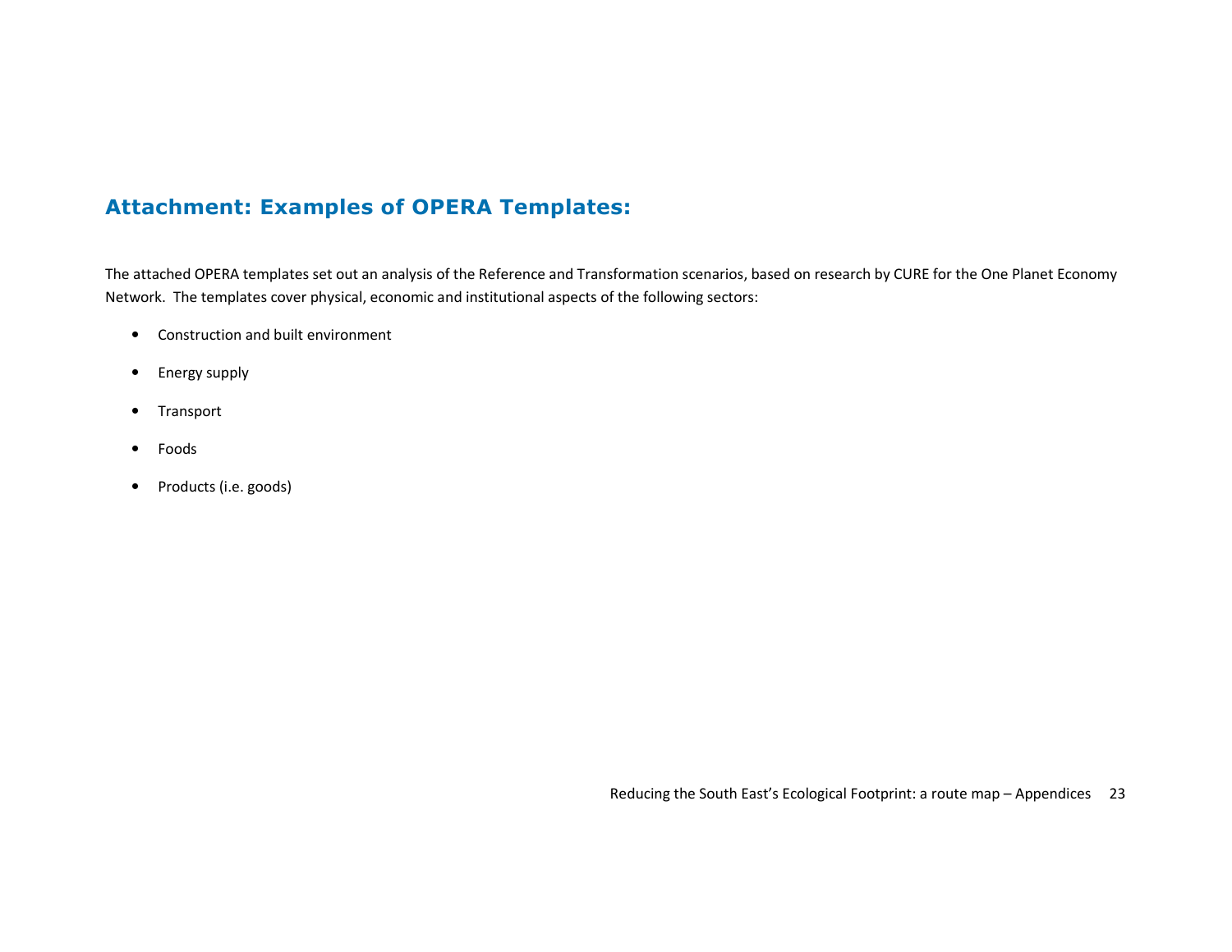## Attachment: Examples of OPERA Templates:

The attached OPERA templates set out an analysis of the Reference and Transformation scenarios, based on research by CURE for the One Planet Economy Network. The templates cover physical, economic and institutional aspects of the following sectors:

- Construction and built environment
- Energy supply
- Transport
- Foods
- Products (i.e. goods)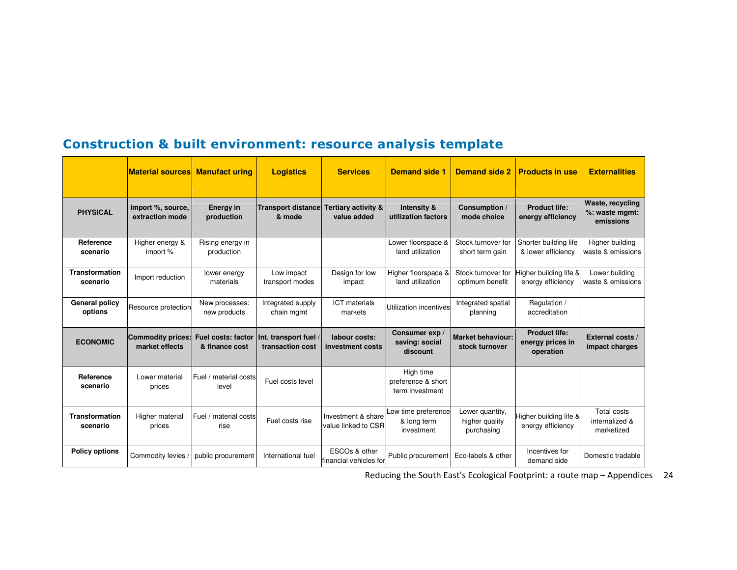## Construction & built environment: resource analysis template

| | Material sources | Manufact uring | Logistics | Services | Demand side 1 | Demand side 2 | Products in use | Externalities |
|---|---|---|---|---|---|---|---|---|
| **PHYSICAL** | **Import %, source, extraction mode** | **Energy in production** | **Transport distance & mode** | **Tertiary activity & value added** | **Intensity & utilization factors** | **Consumption / mode choice** | **Product life: energy efficiency** | **Waste, recycling %: waste mgmt: emissions** |
| **Reference scenario** | Higher energy & import % | Rising energy in production | | | Lower floorspace & land utilization | Stock turnover for short term gain | Shorter building life & lower efficiency | Higher building waste & emissions |
| **Transformation scenario** | Import reduction | lower energy materials | Low impact transport modes | Design for low impact | Higher floorspace & land utilization | Stock turnover for optimum benefit | Higher building life & energy efficiency | Lower building waste & emissions |
| **General policy options** | Resource protection | New processes: new products | Integrated supply chain mgmt | ICT materials markets | Utilization incentives | Integrated spatial planning | Regulation / accreditation | |
| **ECONOMIC** | **Commodity prices: market effects** | **Fuel costs: factor & finance cost** | **Int. transport fuel / transaction cost** | **labour costs: investment costs** | **Consumer exp / saving: social discount** | **Market behaviour: stock turnover** | **Product life: energy prices in operation** | **External costs / impact charges** |
| **Reference scenario** | Lower material prices | Fuel / material costs level | Fuel costs level | | High time preference & short term investment | | | |
| **Transformation scenario** | Higher material prices | Fuel / material costs rise | Fuel costs rise | Investment & share value linked to CSR | Low time preference & long term investment | Lower quantity, higher quality purchasing | Higher building life & energy efficiency | Total costs internalized & marketized |
| **Policy options** | Commodity levies / | public procurement | International fuel | ESCOs & other financial vehicles for | Public procurement | Eco-labels & other | Incentives for demand side | Domestic tradable |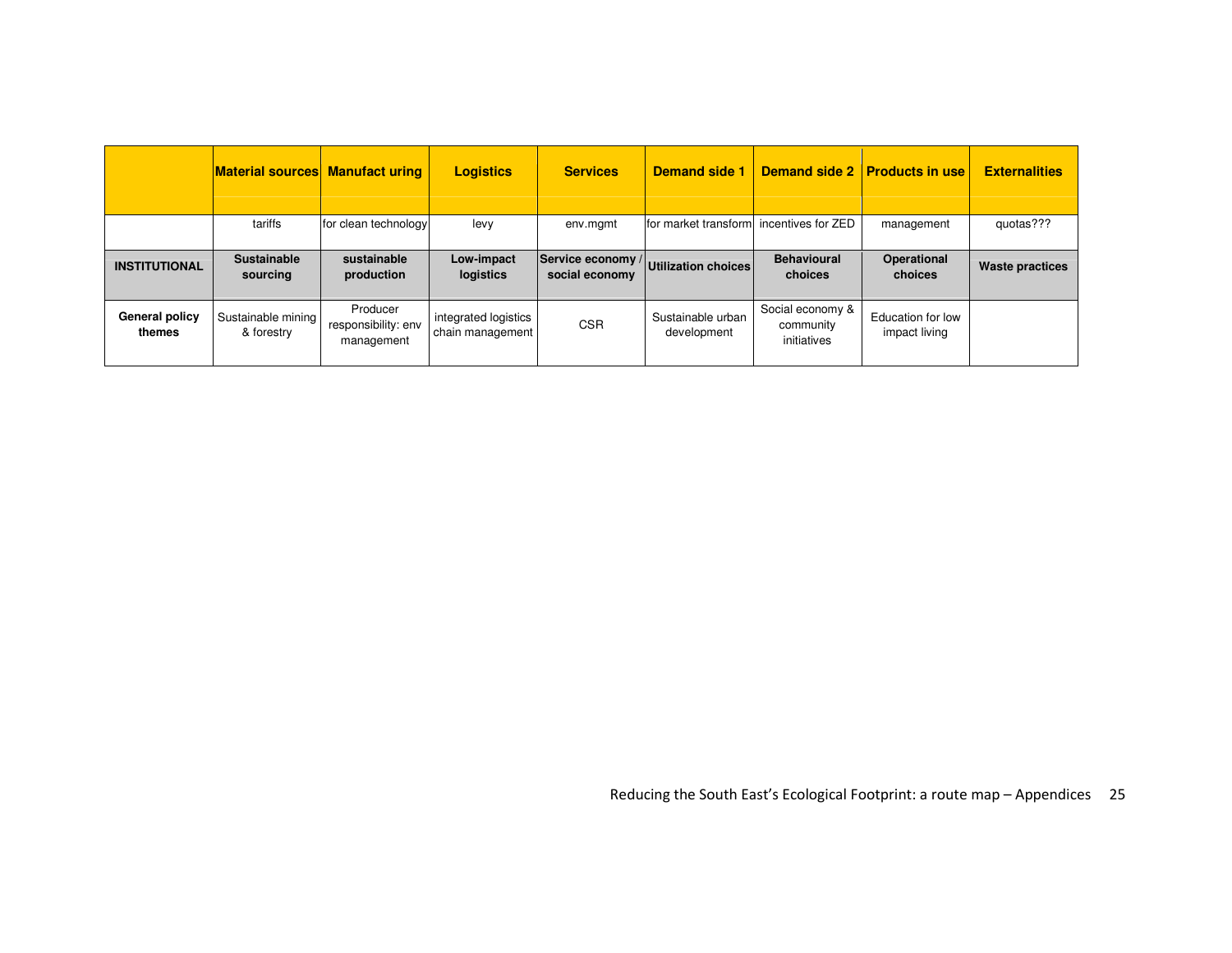| | Material sources | Manufact uring | Logistics | Services | Demand side 1 | Demand side 2 | Products in use | Externalities |
|---|---|---|---|---|---|---|---|---|
| | tariffs | for clean technology | levy | env.mgmt | for market transform | incentives for ZED | management | quotas??? |
| **INSTITUTIONAL** | **Sustainable sourcing** | **sustainable production** | **Low-impact logistics** | **Service economy / social economy** | **Utilization choices** | **Behavioural choices** | **Operational choices** | **Waste practices** |
| **General policy themes** | Sustainable mining & forestry | Producer responsibility: env management | integrated logistics chain management | CSR | Sustainable urban development | Social economy & community initiatives | Education for low impact living | |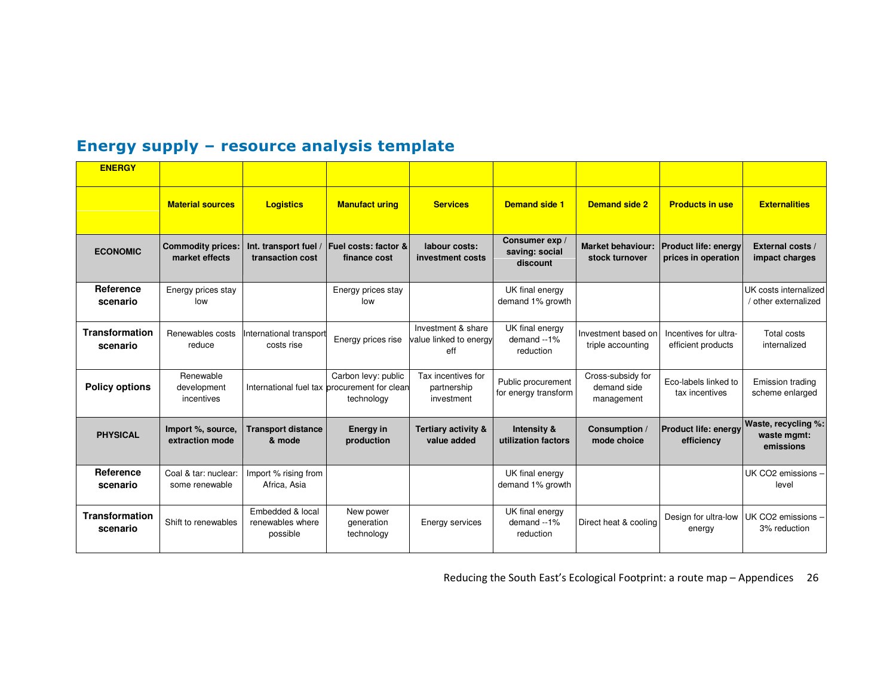## Energy supply – resource analysis template

| ENERGY | | | | | | | | |
|---|---|---|---|---|---|---|---|---|
| | **Material sources** | **Logistics** | **Manufact uring** | **Services** | **Demand side 1** | **Demand side 2** | **Products in use** | **Externalities** |
| **ECONOMIC** | **Commodity prices: market effects** | **Int. transport fuel / transaction cost** | **Fuel costs: factor & finance cost** | **labour costs: investment costs** | **Consumer exp / saving: social discount** | **Market behaviour: stock turnover** | **Product life: energy prices in operation** | **External costs / impact charges** |
| **Reference scenario** | Energy prices stay low | | Energy prices stay low | | UK final energy demand 1% growth | | | UK costs internalized / other externalized |
| **Transformation scenario** | Renewables costs reduce | International transport costs rise | Energy prices rise | Investment & share value linked to energy eff | UK final energy demand --1% reduction | Investment based on triple accounting | Incentives for ultra-efficient products | Total costs internalized |
| **Policy options** | Renewable development incentives | International fuel tax | Carbon levy: public procurement for clean technology | Tax incentives for partnership investment | Public procurement for energy transform | Cross-subsidy for demand side management | Eco-labels linked to tax incentives | Emission trading scheme enlarged |
| **PHYSICAL** | **Import %, source, extraction mode** | **Transport distance & mode** | **Energy in production** | **Tertiary activity & value added** | **Intensity & utilization factors** | **Consumption / mode choice** | **Product life: energy efficiency** | **Waste, recycling %: waste mgmt: emissions** |
| **Reference scenario** | Coal & tar: nuclear: some renewable | Import % rising from Africa, Asia | | | UK final energy demand 1% growth | | | UK CO2 emissions – level |
| **Transformation scenario** | Shift to renewables | Embedded & local renewables where possible | New power generation technology | Energy services | UK final energy demand --1% reduction | Direct heat & cooling | Design for ultra-low energy | UK CO2 emissions – 3% reduction |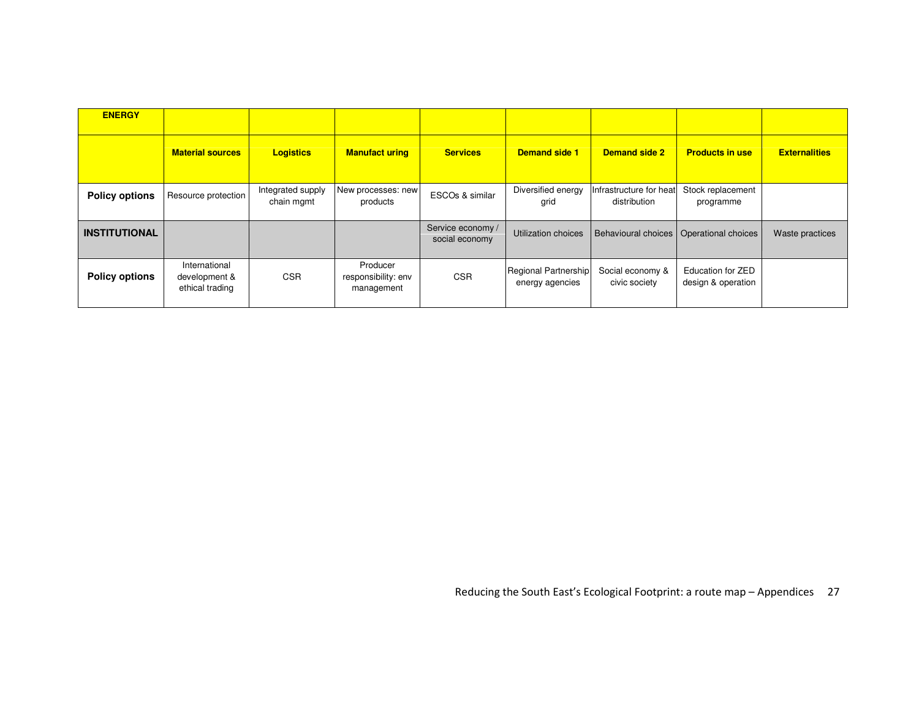| ENERGY | | | | | | | | |
|---|---|---|---|---|---|---|---|---|
| | **Material sources** | **Logistics** | **Manufact uring** | **Services** | **Demand side 1** | **Demand side 2** | **Products in use** | **Externalities** |
| **Policy options** | Resource protection | Integrated supply chain mgmt | New processes: new products | ESCOs & similar | Diversified energy grid | Infrastructure for heat distribution | Stock replacement programme | |
| **INSTITUTIONAL** | | | | Service economy / social economy | Utilization choices | Behavioural choices | Operational choices | Waste practices |
| **Policy options** | International development & ethical trading | CSR | Producer responsibility: env management | CSR | Regional Partnership energy agencies | Social economy & civic society | Education for ZED design & operation | |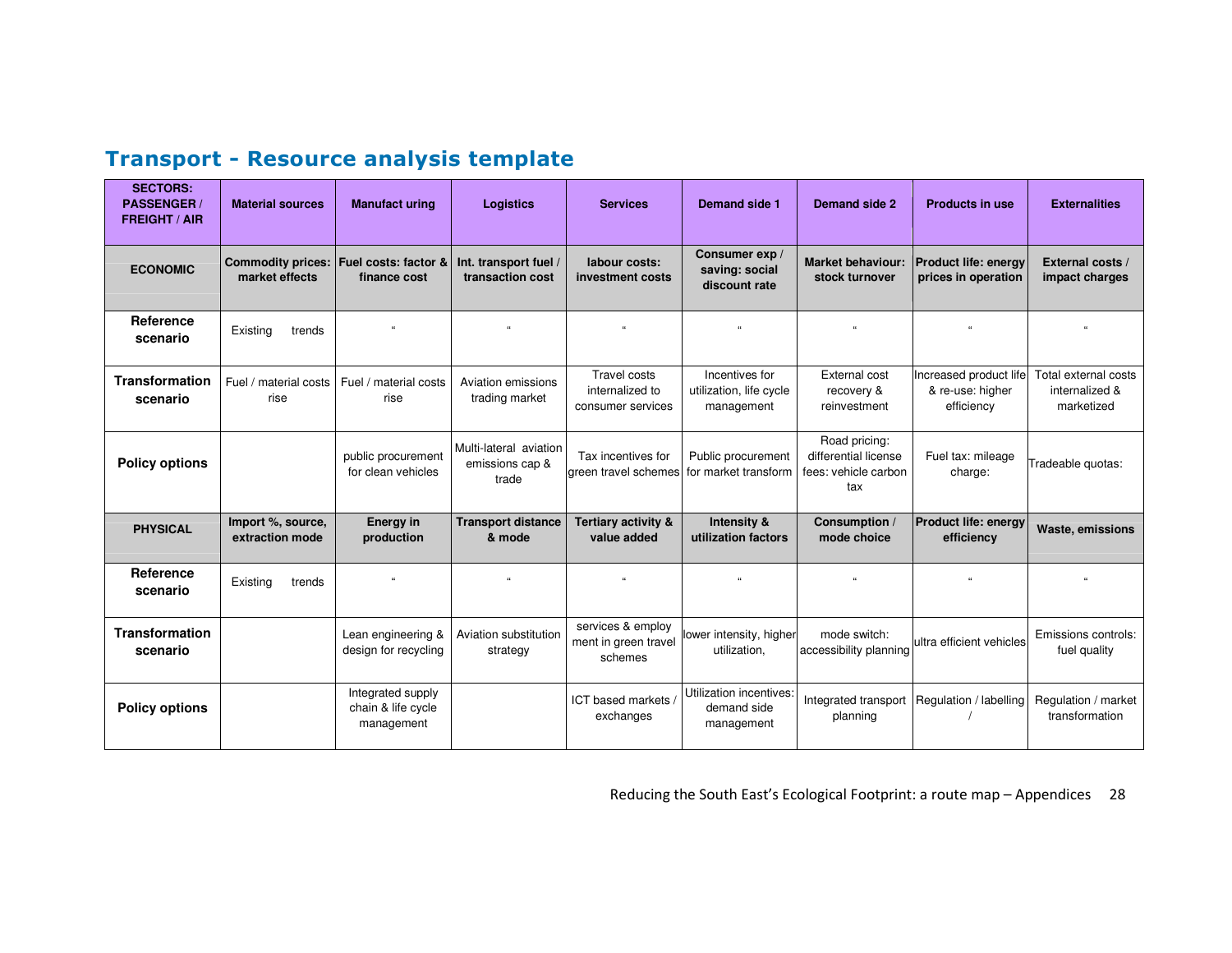## Transport - Resource analysis template

| SECTORS: PASSENGER / FREIGHT / AIR | Material sources | Manufact uring | Logistics | Services | Demand side 1 | Demand side 2 | Products in use | Externalities |
|---|---|---|---|---|---|---|---|---|
| **ECONOMIC** | **Commodity prices: market effects** | **Fuel costs: factor & finance cost** | **Int. transport fuel / transaction cost** | **labour costs: investment costs** | **Consumer exp / saving: social discount rate** | **Market behaviour: stock turnover** | **Product life: energy prices in operation** | **External costs / impact charges** |
| **Reference scenario** | Existing trends | " | " | " | " | " | " | " |
| **Transformation scenario** | Fuel / material costs rise | Fuel / material costs rise | Aviation emissions trading market | Travel costs internalized to consumer services | Incentives for utilization, life cycle management | External cost recovery & reinvestment | Increased product life & re-use: higher efficiency | Total external costs internalized & marketized |
| **Policy options** | | public procurement for clean vehicles | Multi-lateral aviation emissions cap & trade | Tax incentives for green travel schemes | Public procurement for market transform | Road pricing: differential license fees: vehicle carbon tax | Fuel tax: mileage charge: | Tradeable quotas: |
| **PHYSICAL** | **Import %, source, extraction mode** | **Energy in production** | **Transport distance & mode** | **Tertiary activity & value added** | **Intensity & utilization factors** | **Consumption / mode choice** | **Product life: energy efficiency** | **Waste, emissions** |
| **Reference scenario** | Existing trends | " | " | " | " | " | " | " |
| **Transformation scenario** | | Lean engineering & design for recycling | Aviation substitution strategy | services & employ ment in green travel schemes | lower intensity, higher utilization, | mode switch: accessibility planning | ultra efficient vehicles | Emissions controls: fuel quality |
| **Policy options** | | Integrated supply chain & life cycle management | | ICT based markets / exchanges | Utilization incentives: demand side management | Integrated transport planning | Regulation / labelling / | Regulation / market transformation |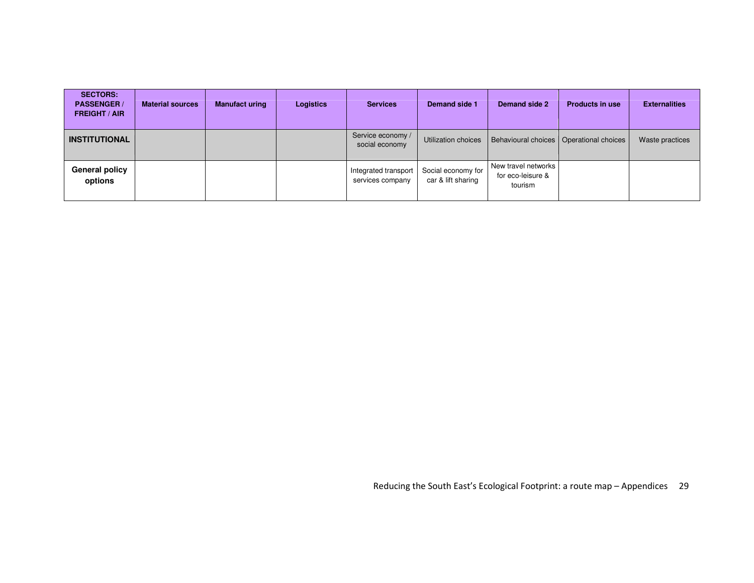| SECTORS: PASSENGER / FREIGHT / AIR | Material sources | Manufact uring | Logistics | Services | Demand side 1 | Demand side 2 | Products in use | Externalities |
|---|---|---|---|---|---|---|---|---|
| **INSTITUTIONAL** | | | | Service economy / social economy | Utilization choices | Behavioural choices | Operational choices | Waste practices |
| **General policy options** | | | | Integrated transport services company | Social economy for car & lift sharing | New travel networks for eco-leisure & tourism | | |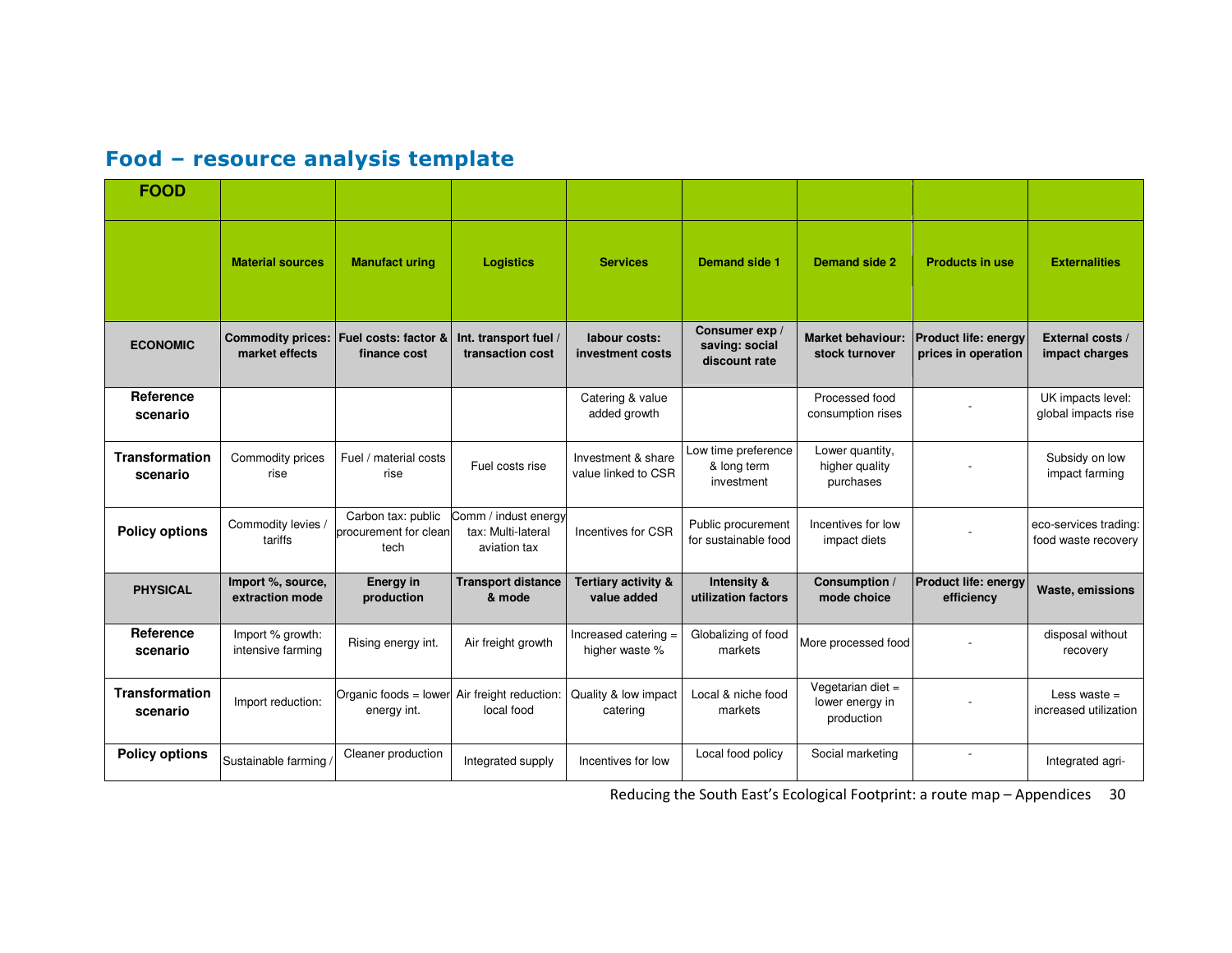## Food – resource analysis template

| FOOD | | | | | | | | |
|---|---|---|---|---|---|---|---|---|
| | **Material sources** | **Manufact uring** | **Logistics** | **Services** | **Demand side 1** | **Demand side 2** | **Products in use** | **Externalities** |
| **ECONOMIC** | **Commodity prices: market effects** | **Fuel costs: factor & finance cost** | **Int. transport fuel / transaction cost** | **labour costs: investment costs** | **Consumer exp / saving: social discount rate** | **Market behaviour: stock turnover** | **Product life: energy prices in operation** | **External costs / impact charges** |
| **Reference scenario** | | | | Catering & value added growth | | Processed food consumption rises | - | UK impacts level: global impacts rise |
| **Transformation scenario** | Commodity prices rise | Fuel / material costs rise | Fuel costs rise | Investment & share value linked to CSR | Low time preference & long term investment | Lower quantity, higher quality purchases | - | Subsidy on low impact farming |
| **Policy options** | Commodity levies / tariffs | Carbon tax: public procurement for clean tech | Comm / indust energy tax: Multi-lateral aviation tax | Incentives for CSR | Public procurement for sustainable food | Incentives for low impact diets | - | eco-services trading: food waste recovery |
| **PHYSICAL** | **Import %, source, extraction mode** | **Energy in production** | **Transport distance & mode** | **Tertiary activity & value added** | **Intensity & utilization factors** | **Consumption / mode choice** | **Product life: energy efficiency** | **Waste, emissions** |
| **Reference scenario** | Import % growth: intensive farming | Rising energy int. | Air freight growth | Increased catering = higher waste % | Globalizing of food markets | More processed food | - | disposal without recovery |
| **Transformation scenario** | Import reduction: | Organic foods = lower energy int. | Air freight reduction: local food | Quality & low impact catering | Local & niche food markets | Vegetarian diet = lower energy in production | - | Less waste = increased utilization |
| **Policy options** | Sustainable farming / | Cleaner production | Integrated supply | Incentives for low | Local food policy | Social marketing | - | Integrated agri- |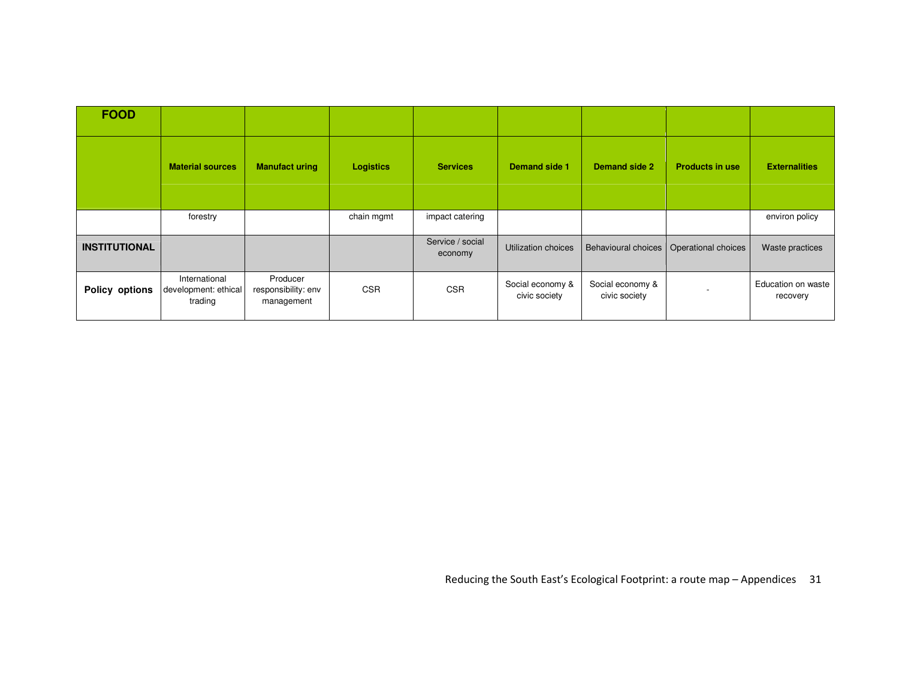| FOOD | | | | | | | | |
|---|---|---|---|---|---|---|---|---|
| | **Material sources** | **Manufact uring** | **Logistics** | **Services** | **Demand side 1** | **Demand side 2** | **Products in use** | **Externalities** |
| | forestry | | chain mgmt | impact catering | | | | environ policy |
| **INSTITUTIONAL** | | | | Service / social economy | Utilization choices | Behavioural choices | Operational choices | Waste practices |
| **Policy options** | International development: ethical trading | Producer responsibility: env management | CSR | CSR | Social economy & civic society | Social economy & civic society | - | Education on waste recovery |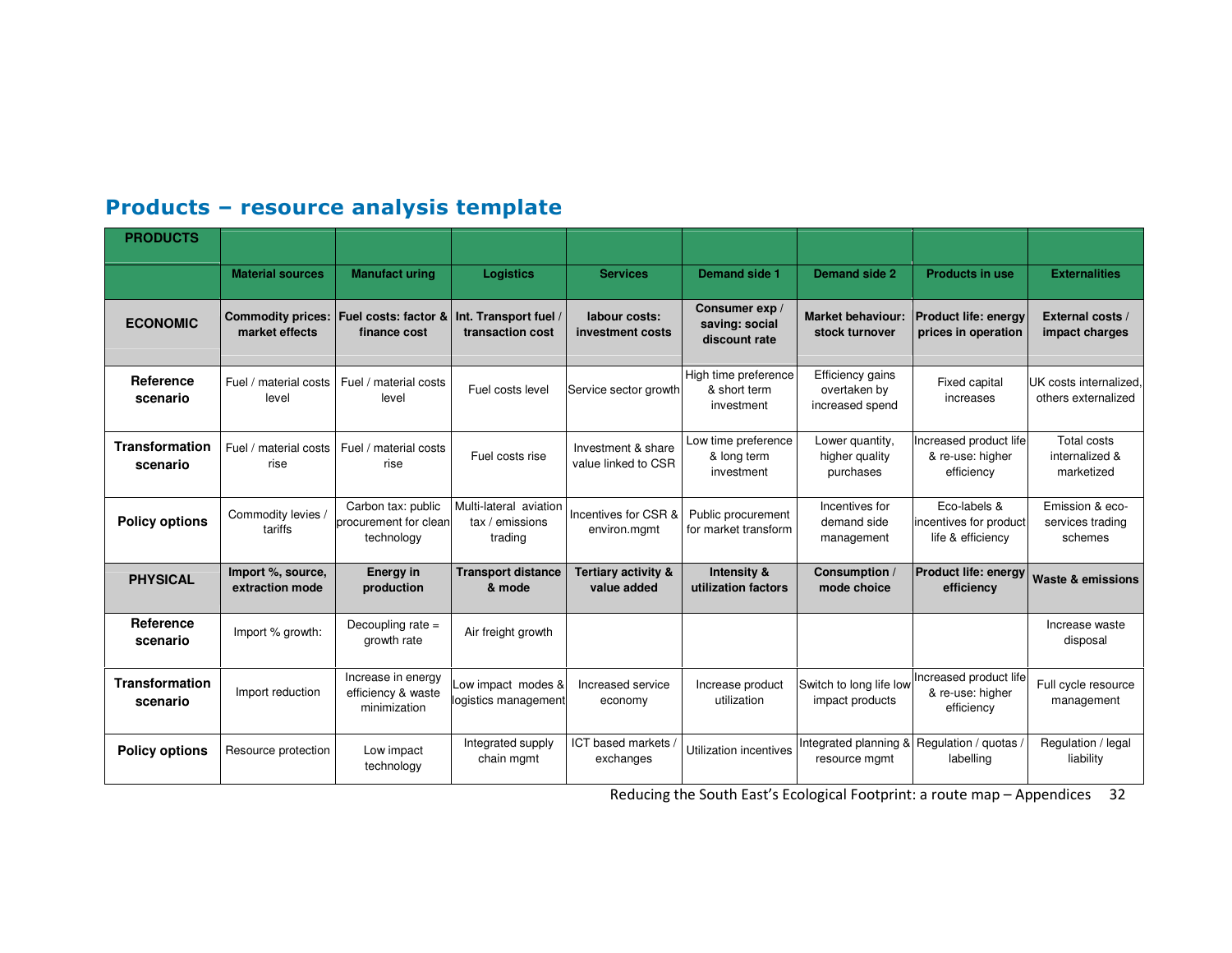## Products – resource analysis template

| PRODUCTS | | | | | | | | |
|---|---|---|---|---|---|---|---|---|
| | **Material sources** | **Manufact uring** | **Logistics** | **Services** | **Demand side 1** | **Demand side 2** | **Products in use** | **Externalities** |
| **ECONOMIC** | **Commodity prices: market effects** | **Fuel costs: factor & finance cost** | **Int. Transport fuel / transaction cost** | **labour costs: investment costs** | **Consumer exp / saving: social discount rate** | **Market behaviour: stock turnover** | **Product life: energy prices in operation** | **External costs / impact charges** |
| **Reference scenario** | Fuel / material costs level | Fuel / material costs level | Fuel costs level | Service sector growth | High time preference & short term investment | Efficiency gains overtaken by increased spend | Fixed capital increases | UK costs internalized, others externalized |
| **Transformation scenario** | Fuel / material costs rise | Fuel / material costs rise | Fuel costs rise | Investment & share value linked to CSR | Low time preference & long term investment | Lower quantity, higher quality purchases | Increased product life & re-use: higher efficiency | Total costs internalized & marketized |
| **Policy options** | Commodity levies / tariffs | Carbon tax: public procurement for clean technology | Multi-lateral aviation tax / emissions trading | Incentives for CSR & environ.mgmt | Public procurement for market transform | Incentives for demand side management | Eco-labels & incentives for product life & efficiency | Emission & eco-services trading schemes |
| **PHYSICAL** | **Import %, source, extraction mode** | **Energy in production** | **Transport distance & mode** | **Tertiary activity & value added** | **Intensity & utilization factors** | **Consumption / mode choice** | **Product life: energy efficiency** | **Waste & emissions** |
| **Reference scenario** | Import % growth: | Decoupling rate = growth rate | Air freight growth | | | | | Increase waste disposal |
| **Transformation scenario** | Import reduction | Increase in energy efficiency & waste minimization | Low impact modes & logistics management | Increased service economy | Increase product utilization | Switch to long life low impact products | Increased product life & re-use: higher efficiency | Full cycle resource management |
| **Policy options** | Resource protection | Low impact technology | Integrated supply chain mgmt | ICT based markets / exchanges | Utilization incentives | Integrated planning & resource mgmt | Regulation / quotas / labelling | Regulation / legal liability |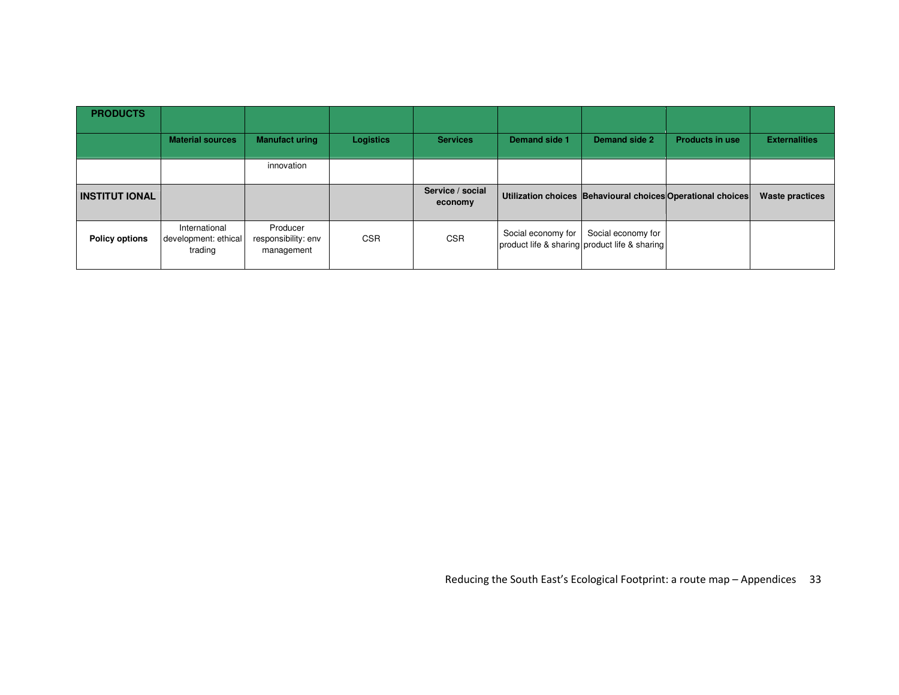| PRODUCTS | | | | | | | | |
|---|---|---|---|---|---|---|---|---|
| | **Material sources** | **Manufact uring** | **Logistics** | **Services** | **Demand side 1** | **Demand side 2** | **Products in use** | **Externalities** |
| | | innovation | | | | | | |
| **INSTITUT IONAL** | | | | **Service / social economy** | **Utilization choices** | **Behavioural choices** | **Operational choices** | **Waste practices** |
| **Policy options** | International development: ethical trading | Producer responsibility: env management | CSR | CSR | Social economy for product life & sharing | Social economy for product life & sharing | | |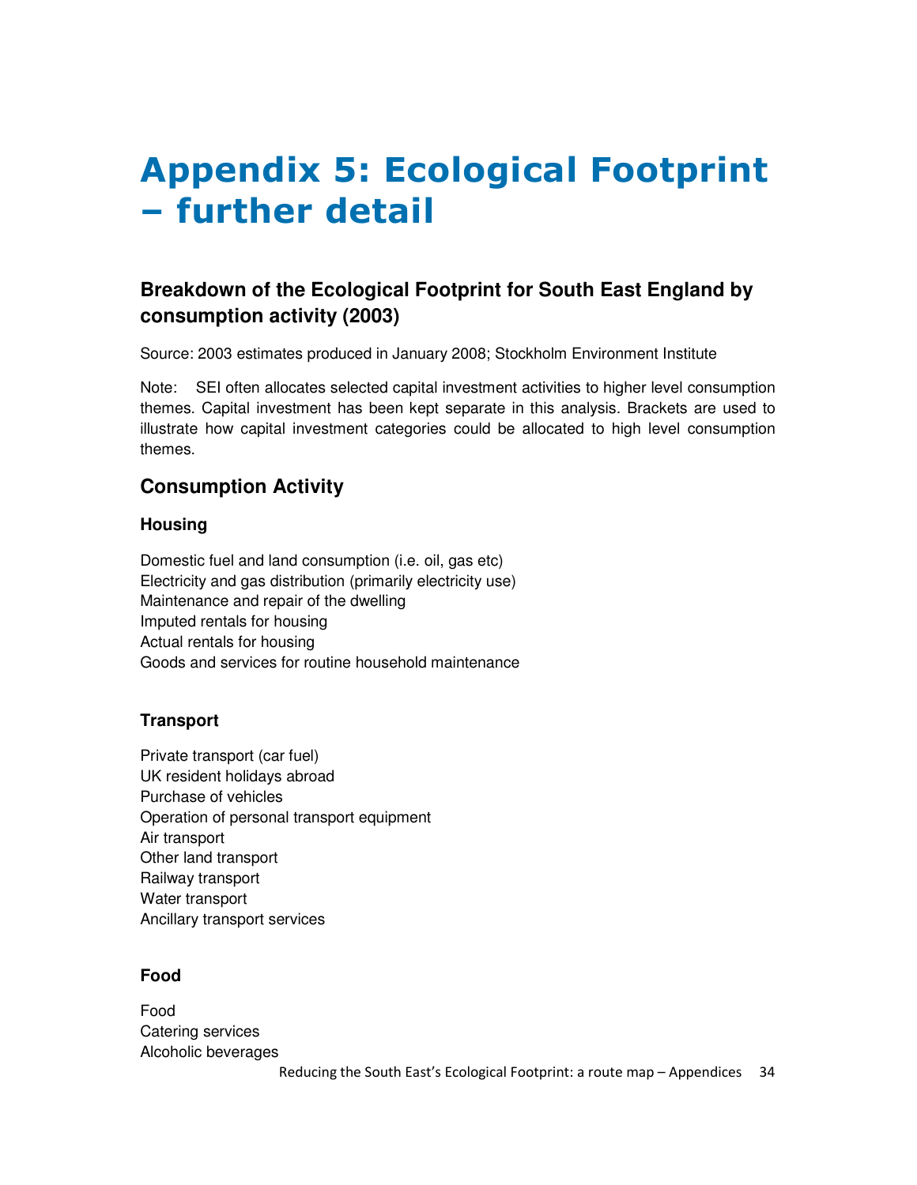# Appendix 5: Ecological Footprint – further detail

## Breakdown of the Ecological Footprint for South East England by consumption activity (2003)

Source: 2003 estimates produced in January 2008; Stockholm Environment Institute

Note: SEI often allocates selected capital investment activities to higher level consumption themes. Capital investment has been kept separate in this analysis. Brackets are used to illustrate how capital investment categories could be allocated to high level consumption themes.

## Consumption Activity

### Housing

Domestic fuel and land consumption (i.e. oil, gas etc)
Electricity and gas distribution (primarily electricity use)
Maintenance and repair of the dwelling
Imputed rentals for housing
Actual rentals for housing
Goods and services for routine household maintenance

### Transport

Private transport (car fuel)
UK resident holidays abroad
Purchase of vehicles
Operation of personal transport equipment
Air transport
Other land transport
Railway transport
Water transport
Ancillary transport services

### Food

Food
Catering services
Alcoholic beverages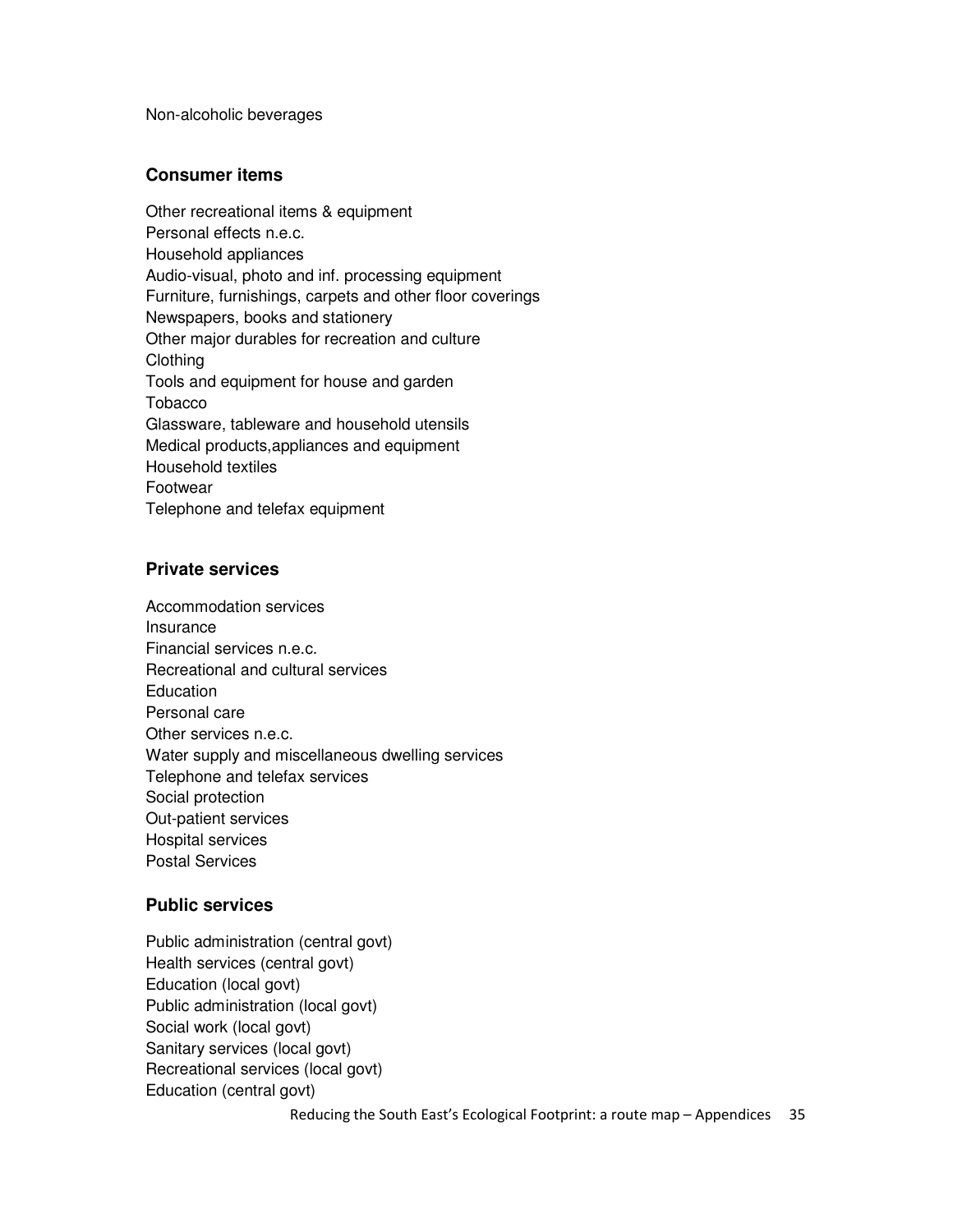Non-alcoholic beverages

### Consumer items

Other recreational items & equipment
Personal effects n.e.c.
Household appliances
Audio-visual, photo and inf. processing equipment
Furniture, furnishings, carpets and other floor coverings
Newspapers, books and stationery
Other major durables for recreation and culture
Clothing
Tools and equipment for house and garden
Tobacco
Glassware, tableware and household utensils
Medical products,appliances and equipment
Household textiles
Footwear
Telephone and telefax equipment

### Private services

Accommodation services
Insurance
Financial services n.e.c.
Recreational and cultural services
Education
Personal care
Other services n.e.c.
Water supply and miscellaneous dwelling services
Telephone and telefax services
Social protection
Out-patient services
Hospital services
Postal Services

### Public services

Public administration (central govt)
Health services (central govt)
Education (local govt)
Public administration (local govt)
Social work (local govt)
Sanitary services (local govt)
Recreational services (local govt)
Education (central govt)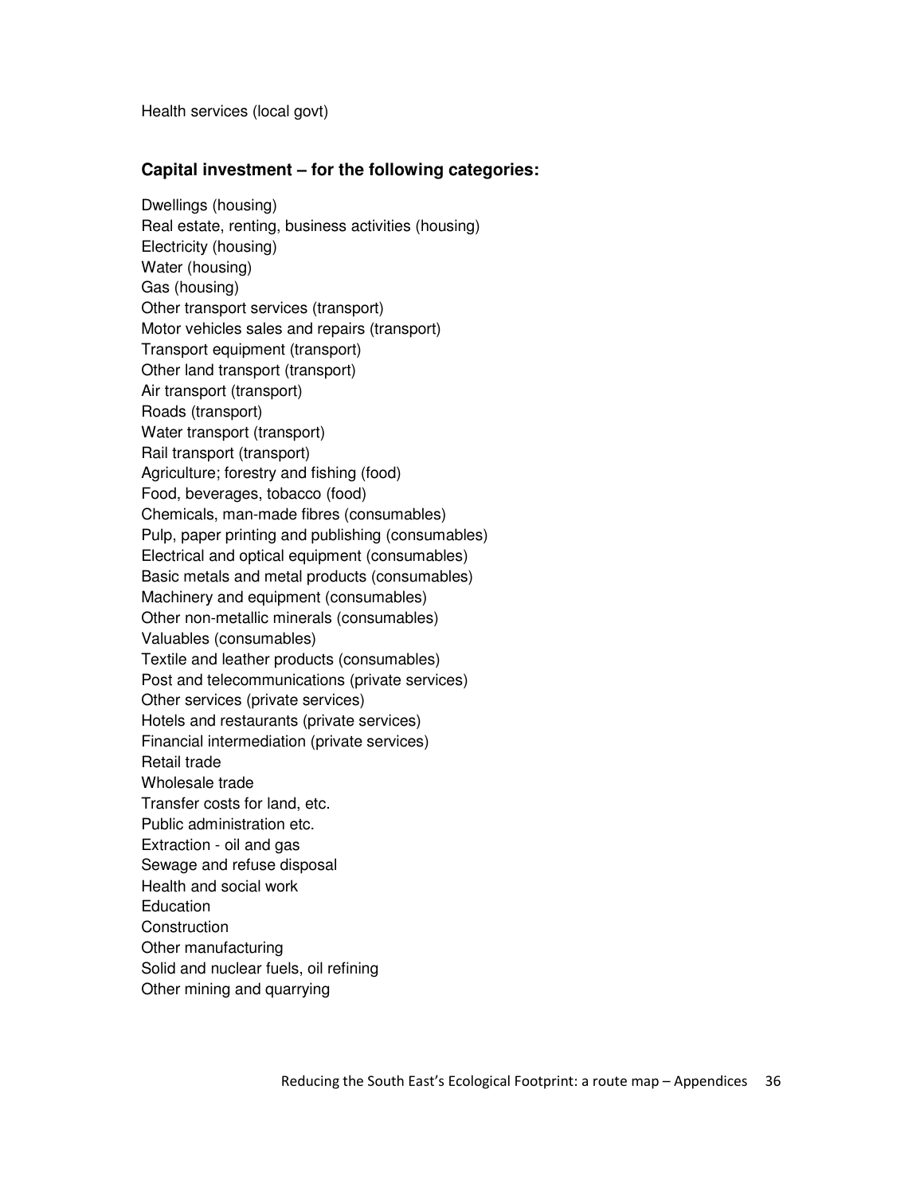Health services (local govt)

### Capital investment – for the following categories:

Dwellings (housing)
Real estate, renting, business activities (housing)
Electricity (housing)
Water (housing)
Gas (housing)
Other transport services (transport)
Motor vehicles sales and repairs (transport)
Transport equipment (transport)
Other land transport (transport)
Air transport (transport)
Roads (transport)
Water transport (transport)
Rail transport (transport)
Agriculture; forestry and fishing (food)
Food, beverages, tobacco (food)
Chemicals, man-made fibres (consumables)
Pulp, paper printing and publishing (consumables)
Electrical and optical equipment (consumables)
Basic metals and metal products (consumables)
Machinery and equipment (consumables)
Other non-metallic minerals (consumables)
Valuables (consumables)
Textile and leather products (consumables)
Post and telecommunications (private services)
Other services (private services)
Hotels and restaurants (private services)
Financial intermediation (private services)
Retail trade
Wholesale trade
Transfer costs for land, etc.
Public administration etc.
Extraction - oil and gas
Sewage and refuse disposal
Health and social work
Education
Construction
Other manufacturing
Solid and nuclear fuels, oil refining
Other mining and quarrying